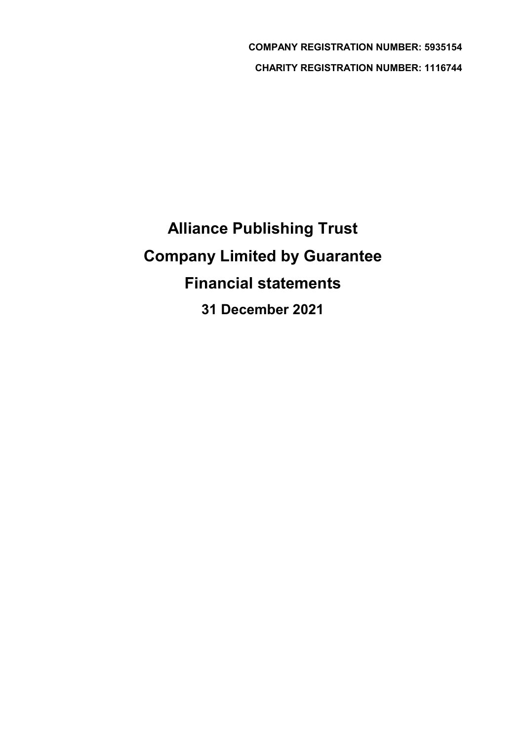**COMPANY REGISTRATION NUMBER: 5935154**

**CHARITY REGISTRATION NUMBER: 1116744**

# Alliance Publishing Trust

# Company Limited by Guarantee

# Financial statements

## 31 December 2021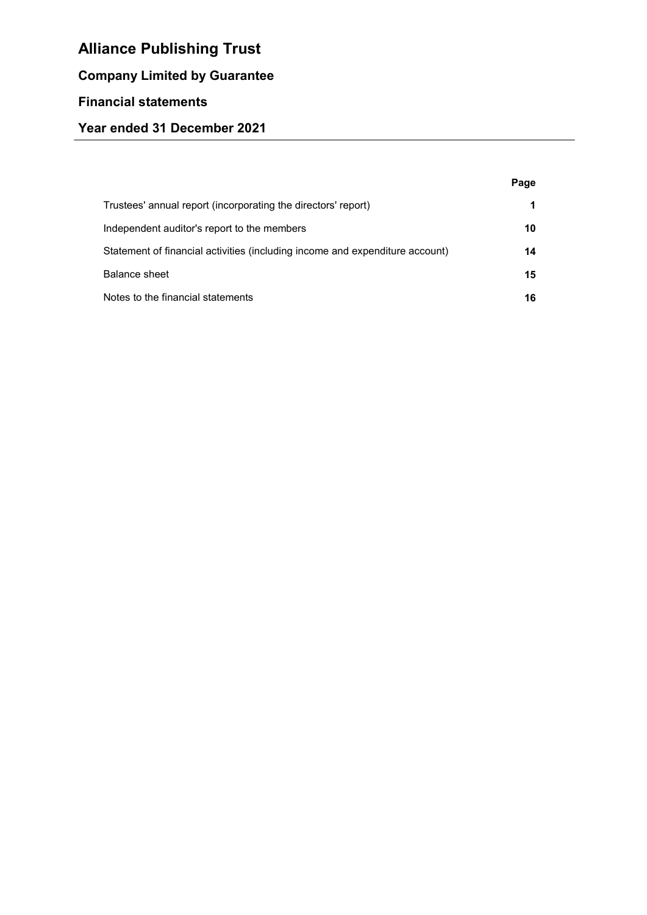# Alliance Publishing Trust

## Company Limited by Guarantee

## Financial statements

## Year ended 31 December 2021

| | Page |
|---|---|
| Trustees' annual report (incorporating the directors' report) | **1** |
| Independent auditor's report to the members | **10** |
| Statement of financial activities (including income and expenditure account) | **14** |
| Balance sheet | **15** |
| Notes to the financial statements | **16** |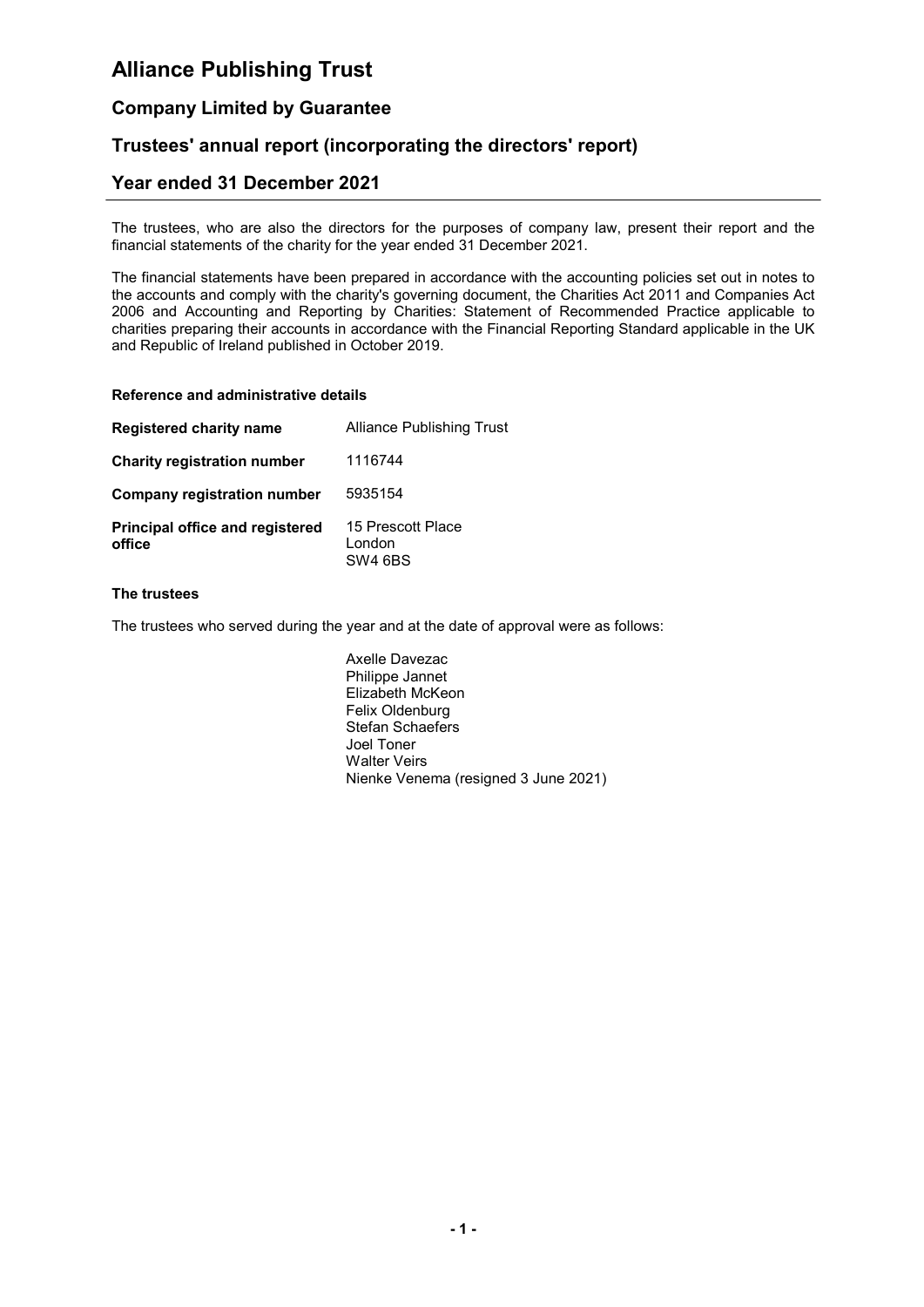# Alliance Publishing Trust

## Company Limited by Guarantee

## Trustees' annual report (incorporating the directors' report)

## Year ended 31 December 2021

The trustees, who are also the directors for the purposes of company law, present their report and the financial statements of the charity for the year ended 31 December 2021.

The financial statements have been prepared in accordance with the accounting policies set out in notes to the accounts and comply with the charity's governing document, the Charities Act 2011 and Companies Act 2006 and Accounting and Reporting by Charities: Statement of Recommended Practice applicable to charities preparing their accounts in accordance with the Financial Reporting Standard applicable in the UK and Republic of Ireland published in October 2019.

### Reference and administrative details

| | |
|---|---|
| **Registered charity name** | Alliance Publishing Trust |
| **Charity registration number** | 1116744 |
| **Company registration number** | 5935154 |
| **Principal office and registered office** | 15 Prescott Place<br>London<br>SW4 6BS |

### The trustees

The trustees who served during the year and at the date of approval were as follows:

Axelle Davezac
Philippe Jannet
Elizabeth McKeon
Felix Oldenburg
Stefan Schaefers
Joel Toner
Walter Veirs
Nienke Venema (resigned 3 June 2021)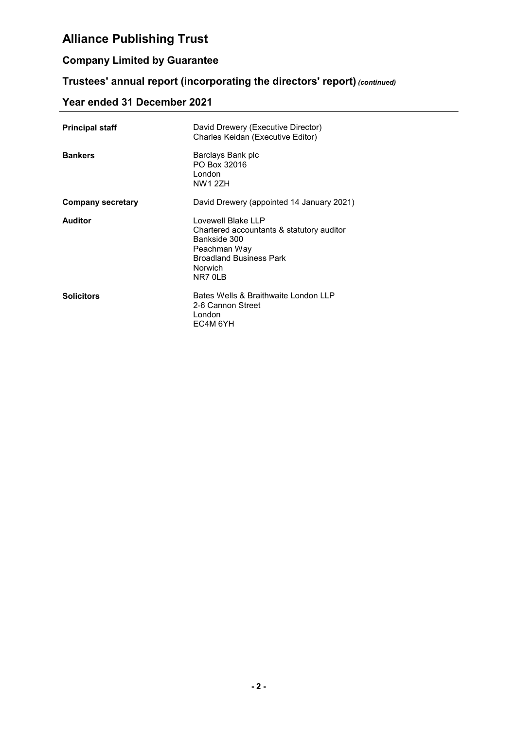# Alliance Publishing Trust

## Company Limited by Guarantee

## Trustees' annual report (incorporating the directors' report) *(continued)*

## Year ended 31 December 2021

| | |
|---|---|
| **Principal staff** | David Drewery (Executive Director)<br>Charles Keidan (Executive Editor) |
| **Bankers** | Barclays Bank plc<br>PO Box 32016<br>London<br>NW1 2ZH |
| **Company secretary** | David Drewery (appointed 14 January 2021) |
| **Auditor** | Lovewell Blake LLP<br>Chartered accountants & statutory auditor<br>Bankside 300<br>Peachman Way<br>Broadland Business Park<br>Norwich<br>NR7 0LB |
| **Solicitors** | Bates Wells & Braithwaite London LLP<br>2-6 Cannon Street<br>London<br>EC4M 6YH |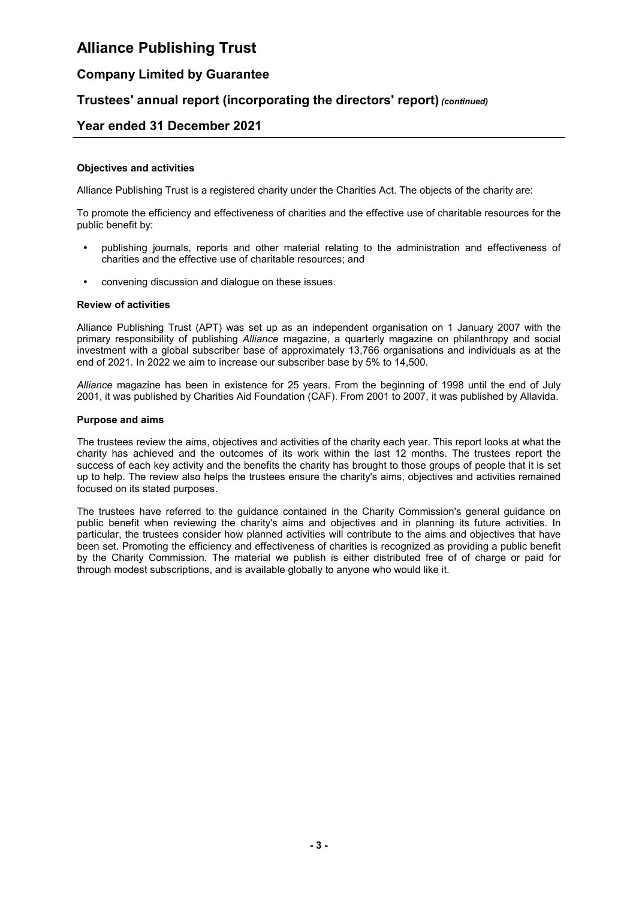### Objectives and activities

Alliance Publishing Trust is a registered charity under the Charities Act. The objects of the charity are:

To promote the efficiency and effectiveness of charities and the effective use of charitable resources for the public benefit by:

- publishing journals, reports and other material relating to the administration and effectiveness of charities and the effective use of charitable resources; and
- convening discussion and dialogue on these issues.

### Review of activities

Alliance Publishing Trust (APT) was set up as an independent organisation on 1 January 2007 with the primary responsibility of publishing *Alliance* magazine, a quarterly magazine on philanthropy and social investment with a global subscriber base of approximately 13,766 organisations and individuals as at the end of 2021. In 2022 we aim to increase our subscriber base by 5% to 14,500.

*Alliance* magazine has been in existence for 25 years. From the beginning of 1998 until the end of July 2001, it was published by Charities Aid Foundation (CAF). From 2001 to 2007, it was published by Allavida.

### Purpose and aims

The trustees review the aims, objectives and activities of the charity each year. This report looks at what the charity has achieved and the outcomes of its work within the last 12 months. The trustees report the success of each key activity and the benefits the charity has brought to those groups of people that it is set up to help. The review also helps the trustees ensure the charity's aims, objectives and activities remained focused on its stated purposes.

The trustees have referred to the guidance contained in the Charity Commission's general guidance on public benefit when reviewing the charity's aims and objectives and in planning its future activities. In particular, the trustees consider how planned activities will contribute to the aims and objectives that have been set. Promoting the efficiency and effectiveness of charities is recognized as providing a public benefit by the Charity Commission. The material we publish is either distributed free of of charge or paid for through modest subscriptions, and is available globally to anyone who would like it.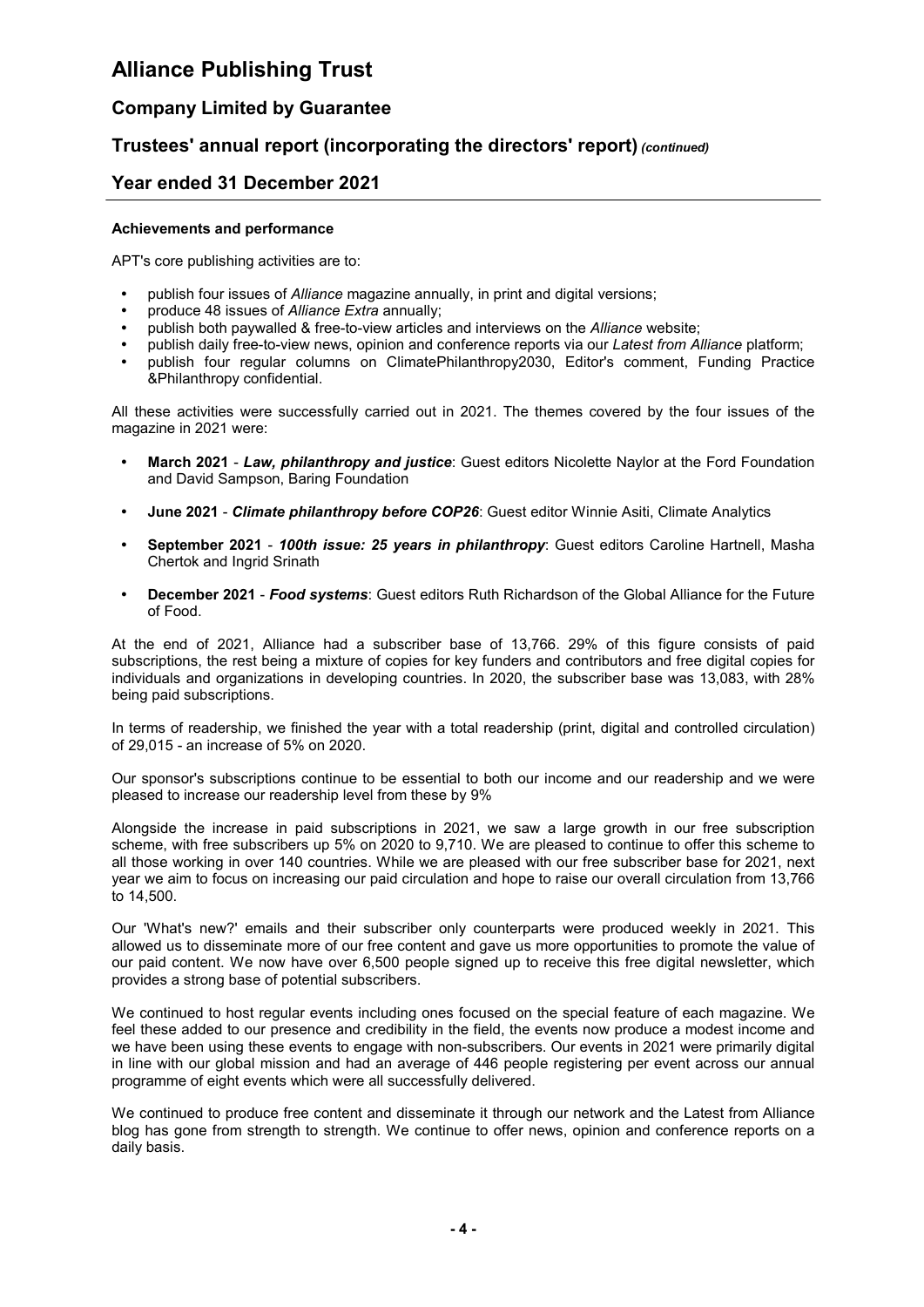#### Achievements and performance

APT's core publishing activities are to:

- publish four issues of *Alliance* magazine annually, in print and digital versions;
- produce 48 issues of *Alliance Extra* annually;
- publish both paywalled & free-to-view articles and interviews on the *Alliance* website;
- publish daily free-to-view news, opinion and conference reports via our *Latest from Alliance* platform;
- publish four regular columns on ClimatePhilanthropy2030, Editor's comment, Funding Practice &Philanthropy confidential.

All these activities were successfully carried out in 2021. The themes covered by the four issues of the magazine in 2021 were:

- **March 2021** - ***Law, philanthropy and justice***: Guest editors Nicolette Naylor at the Ford Foundation and David Sampson, Baring Foundation
- **June 2021** - ***Climate philanthropy before COP26***: Guest editor Winnie Asiti, Climate Analytics
- **September 2021** - ***100th issue: 25 years in philanthropy***: Guest editors Caroline Hartnell, Masha Chertok and Ingrid Srinath
- **December 2021** - ***Food systems***: Guest editors Ruth Richardson of the Global Alliance for the Future of Food.

At the end of 2021, Alliance had a subscriber base of 13,766. 29% of this figure consists of paid subscriptions, the rest being a mixture of copies for key funders and contributors and free digital copies for individuals and organizations in developing countries. In 2020, the subscriber base was 13,083, with 28% being paid subscriptions.

In terms of readership, we finished the year with a total readership (print, digital and controlled circulation) of 29,015 - an increase of 5% on 2020.

Our sponsor's subscriptions continue to be essential to both our income and our readership and we were pleased to increase our readership level from these by 9%

Alongside the increase in paid subscriptions in 2021, we saw a large growth in our free subscription scheme, with free subscribers up 5% on 2020 to 9,710. We are pleased to continue to offer this scheme to all those working in over 140 countries. While we are pleased with our free subscriber base for 2021, next year we aim to focus on increasing our paid circulation and hope to raise our overall circulation from 13,766 to 14,500.

Our 'What's new?' emails and their subscriber only counterparts were produced weekly in 2021. This allowed us to disseminate more of our free content and gave us more opportunities to promote the value of our paid content. We now have over 6,500 people signed up to receive this free digital newsletter, which provides a strong base of potential subscribers.

We continued to host regular events including ones focused on the special feature of each magazine. We feel these added to our presence and credibility in the field, the events now produce a modest income and we have been using these events to engage with non-subscribers. Our events in 2021 were primarily digital in line with our global mission and had an average of 446 people registering per event across our annual programme of eight events which were all successfully delivered.

We continued to produce free content and disseminate it through our network and the Latest from Alliance blog has gone from strength to strength. We continue to offer news, opinion and conference reports on a daily basis.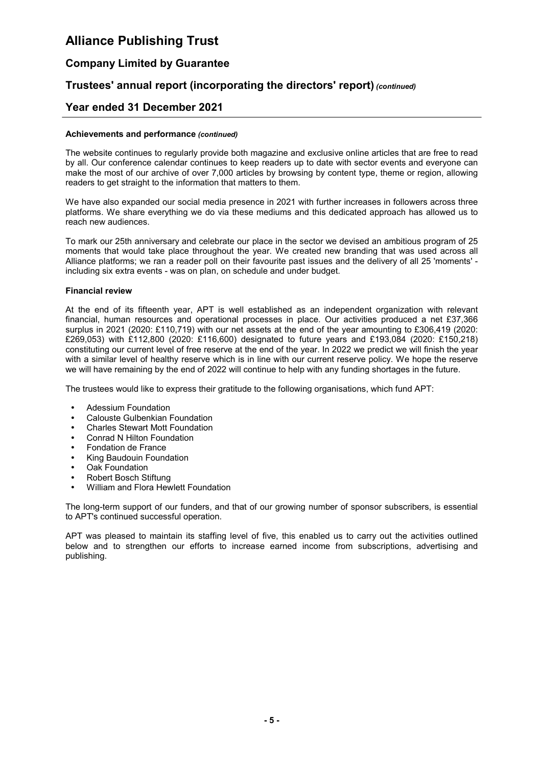#### Achievements and performance *(continued)*

The website continues to regularly provide both magazine and exclusive online articles that are free to read by all. Our conference calendar continues to keep readers up to date with sector events and everyone can make the most of our archive of over 7,000 articles by browsing by content type, theme or region, allowing readers to get straight to the information that matters to them.

We have also expanded our social media presence in 2021 with further increases in followers across three platforms. We share everything we do via these mediums and this dedicated approach has allowed us to reach new audiences.

To mark our 25th anniversary and celebrate our place in the sector we devised an ambitious program of 25 moments that would take place throughout the year. We created new branding that was used across all Alliance platforms; we ran a reader poll on their favourite past issues and the delivery of all 25 'moments' - including six extra events - was on plan, on schedule and under budget.

#### Financial review

At the end of its fifteenth year, APT is well established as an independent organization with relevant financial, human resources and operational processes in place. Our activities produced a net £37,366 surplus in 2021 (2020: £110,719) with our net assets at the end of the year amounting to £306,419 (2020: £269,053) with £112,800 (2020: £116,600) designated to future years and £193,084 (2020: £150,218) constituting our current level of free reserve at the end of the year. In 2022 we predict we will finish the year with a similar level of healthy reserve which is in line with our current reserve policy. We hope the reserve we will have remaining by the end of 2022 will continue to help with any funding shortages in the future.

The trustees would like to express their gratitude to the following organisations, which fund APT:

- Adessium Foundation
- Calouste Gulbenkian Foundation
- Charles Stewart Mott Foundation
- Conrad N Hilton Foundation
- Fondation de France
- King Baudouin Foundation
- Oak Foundation
- Robert Bosch Stiftung
- William and Flora Hewlett Foundation

The long-term support of our funders, and that of our growing number of sponsor subscribers, is essential to APT's continued successful operation.

APT was pleased to maintain its staffing level of five, this enabled us to carry out the activities outlined below and to strengthen our efforts to increase earned income from subscriptions, advertising and publishing.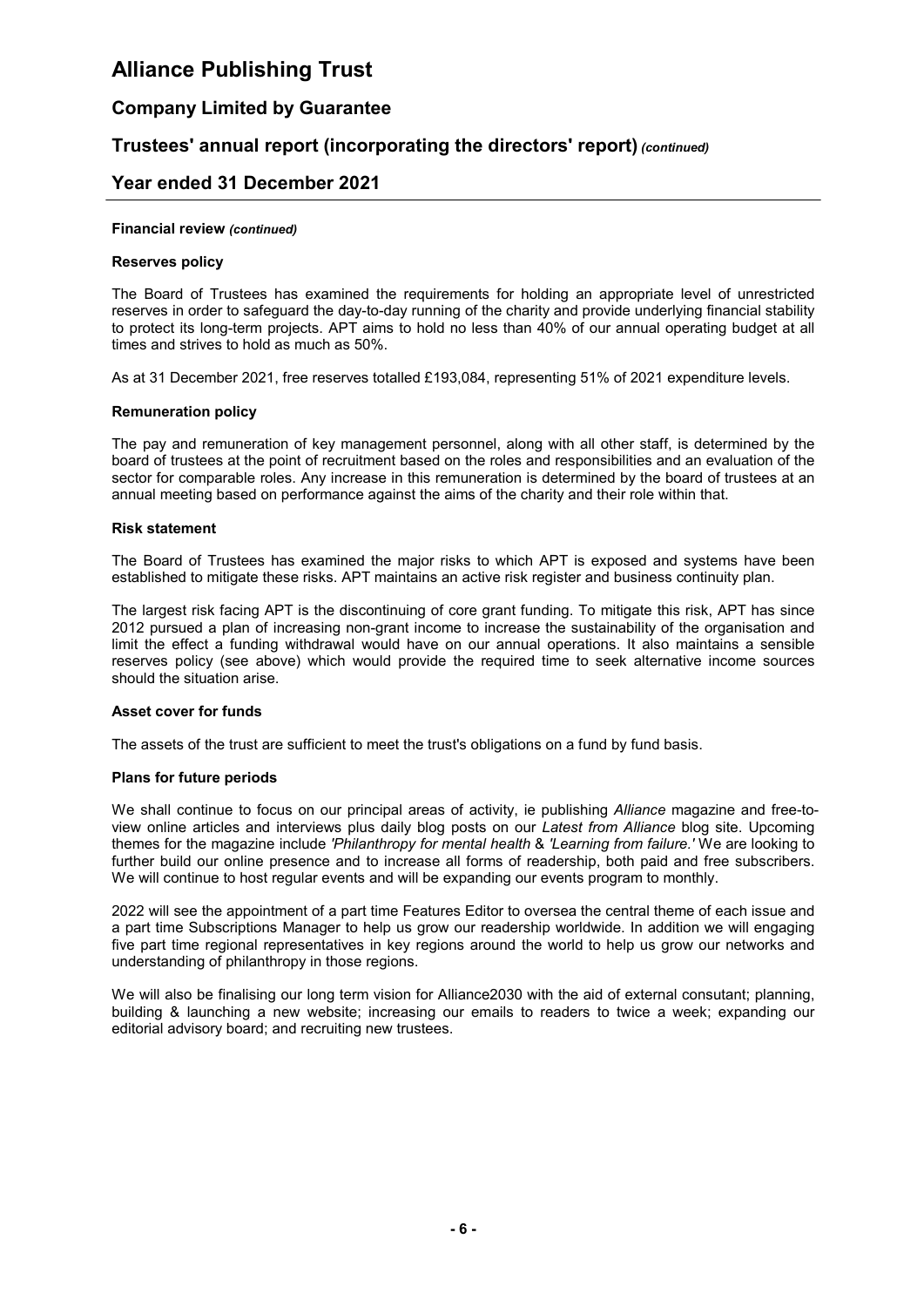**Financial review** *(continued)*

**Reserves policy**

The Board of Trustees has examined the requirements for holding an appropriate level of unrestricted reserves in order to safeguard the day-to-day running of the charity and provide underlying financial stability to protect its long-term projects. APT aims to hold no less than 40% of our annual operating budget at all times and strives to hold as much as 50%.

As at 31 December 2021, free reserves totalled £193,084, representing 51% of 2021 expenditure levels.

**Remuneration policy**

The pay and remuneration of key management personnel, along with all other staff, is determined by the board of trustees at the point of recruitment based on the roles and responsibilities and an evaluation of the sector for comparable roles. Any increase in this remuneration is determined by the board of trustees at an annual meeting based on performance against the aims of the charity and their role within that.

**Risk statement**

The Board of Trustees has examined the major risks to which APT is exposed and systems have been established to mitigate these risks. APT maintains an active risk register and business continuity plan.

The largest risk facing APT is the discontinuing of core grant funding. To mitigate this risk, APT has since 2012 pursued a plan of increasing non-grant income to increase the sustainability of the organisation and limit the effect a funding withdrawal would have on our annual operations. It also maintains a sensible reserves policy (see above) which would provide the required time to seek alternative income sources should the situation arise.

**Asset cover for funds**

The assets of the trust are sufficient to meet the trust's obligations on a fund by fund basis.

**Plans for future periods**

We shall continue to focus on our principal areas of activity, ie publishing *Alliance* magazine and free-to-view online articles and interviews plus daily blog posts on our *Latest from Alliance* blog site. Upcoming themes for the magazine include *'Philanthropy for mental health* & *'Learning from failure.'* We are looking to further build our online presence and to increase all forms of readership, both paid and free subscribers. We will continue to host regular events and will be expanding our events program to monthly.

2022 will see the appointment of a part time Features Editor to oversea the central theme of each issue and a part time Subscriptions Manager to help us grow our readership worldwide. In addition we will engaging five part time regional representatives in key regions around the world to help us grow our networks and understanding of philanthropy in those regions.

We will also be finalising our long term vision for Alliance2030 with the aid of external consutant; planning, building & launching a new website; increasing our emails to readers to twice a week; expanding our editorial advisory board; and recruiting new trustees.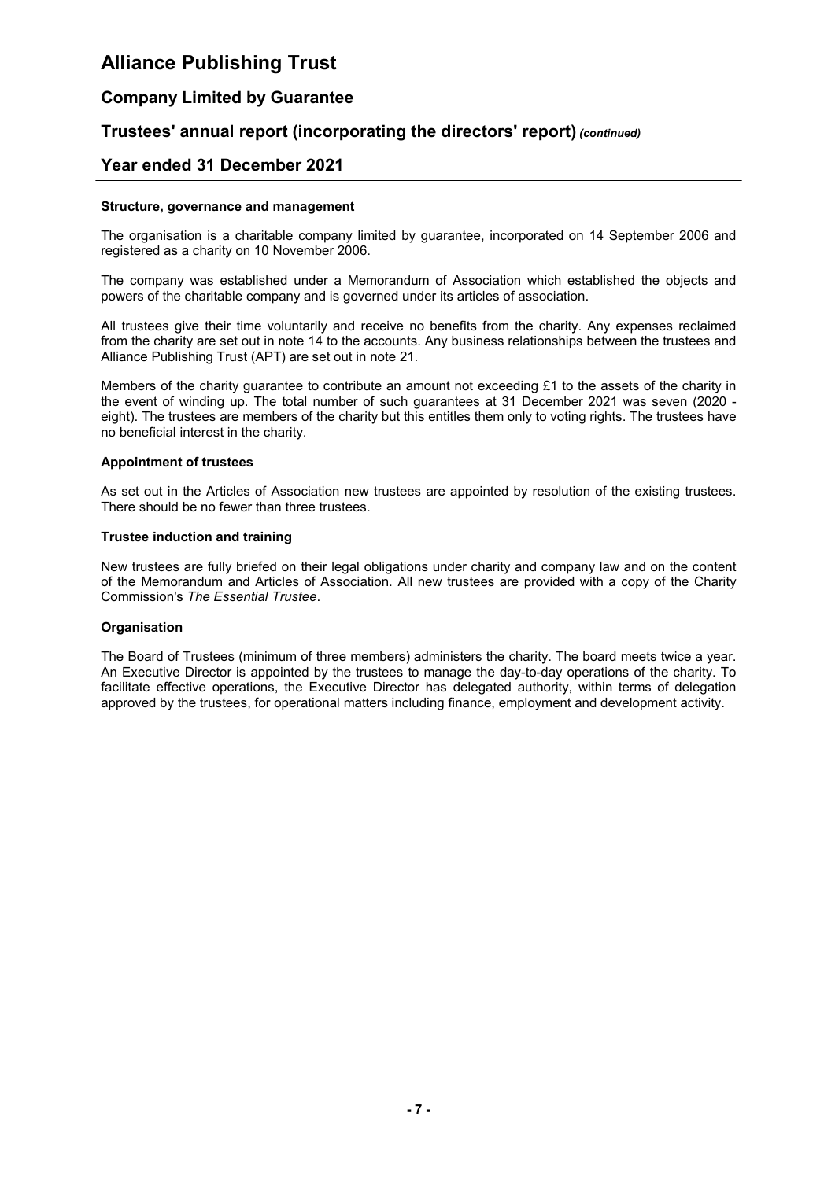### Structure, governance and management

The organisation is a charitable company limited by guarantee, incorporated on 14 September 2006 and registered as a charity on 10 November 2006.

The company was established under a Memorandum of Association which established the objects and powers of the charitable company and is governed under its articles of association.

All trustees give their time voluntarily and receive no benefits from the charity. Any expenses reclaimed from the charity are set out in note 14 to the accounts. Any business relationships between the trustees and Alliance Publishing Trust (APT) are set out in note 21.

Members of the charity guarantee to contribute an amount not exceeding £1 to the assets of the charity in the event of winding up. The total number of such guarantees at 31 December 2021 was seven (2020 - eight). The trustees are members of the charity but this entitles them only to voting rights. The trustees have no beneficial interest in the charity.

### Appointment of trustees

As set out in the Articles of Association new trustees are appointed by resolution of the existing trustees. There should be no fewer than three trustees.

### Trustee induction and training

New trustees are fully briefed on their legal obligations under charity and company law and on the content of the Memorandum and Articles of Association. All new trustees are provided with a copy of the Charity Commission's *The Essential Trustee*.

### Organisation

The Board of Trustees (minimum of three members) administers the charity. The board meets twice a year. An Executive Director is appointed by the trustees to manage the day-to-day operations of the charity. To facilitate effective operations, the Executive Director has delegated authority, within terms of delegation approved by the trustees, for operational matters including finance, employment and development activity.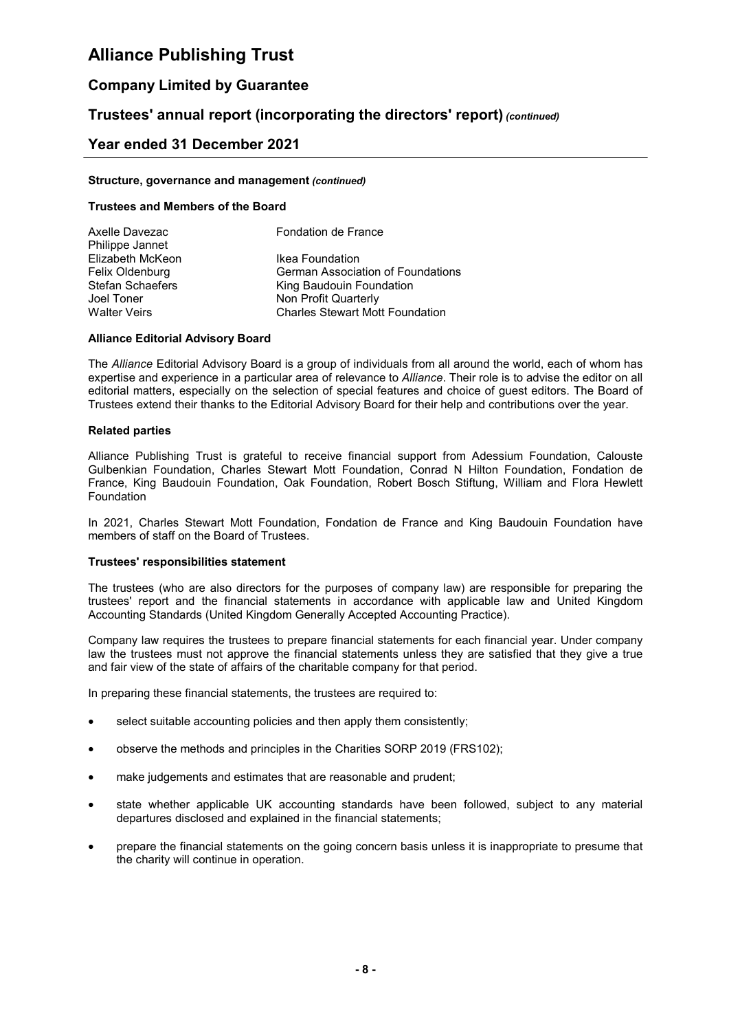#### Structure, governance and management *(continued)*

#### Trustees and Members of the Board

| | |
|---|---|
| Axelle Davezac | Fondation de France |
| Philippe Jannet | |
| Elizabeth McKeon | Ikea Foundation |
| Felix Oldenburg | German Association of Foundations |
| Stefan Schaefers | King Baudouin Foundation |
| Joel Toner | Non Profit Quarterly |
| Walter Veirs | Charles Stewart Mott Foundation |

#### Alliance Editorial Advisory Board

The *Alliance* Editorial Advisory Board is a group of individuals from all around the world, each of whom has expertise and experience in a particular area of relevance to *Alliance*. Their role is to advise the editor on all editorial matters, especially on the selection of special features and choice of guest editors. The Board of Trustees extend their thanks to the Editorial Advisory Board for their help and contributions over the year.

#### Related parties

Alliance Publishing Trust is grateful to receive financial support from Adessium Foundation, Calouste Gulbenkian Foundation, Charles Stewart Mott Foundation, Conrad N Hilton Foundation, Fondation de France, King Baudouin Foundation, Oak Foundation, Robert Bosch Stiftung, William and Flora Hewlett Foundation

In 2021, Charles Stewart Mott Foundation, Fondation de France and King Baudouin Foundation have members of staff on the Board of Trustees.

#### Trustees' responsibilities statement

The trustees (who are also directors for the purposes of company law) are responsible for preparing the trustees' report and the financial statements in accordance with applicable law and United Kingdom Accounting Standards (United Kingdom Generally Accepted Accounting Practice).

Company law requires the trustees to prepare financial statements for each financial year. Under company law the trustees must not approve the financial statements unless they are satisfied that they give a true and fair view of the state of affairs of the charitable company for that period.

In preparing these financial statements, the trustees are required to:

- select suitable accounting policies and then apply them consistently;
- observe the methods and principles in the Charities SORP 2019 (FRS102);
- make judgements and estimates that are reasonable and prudent;
- state whether applicable UK accounting standards have been followed, subject to any material departures disclosed and explained in the financial statements;
- prepare the financial statements on the going concern basis unless it is inappropriate to presume that the charity will continue in operation.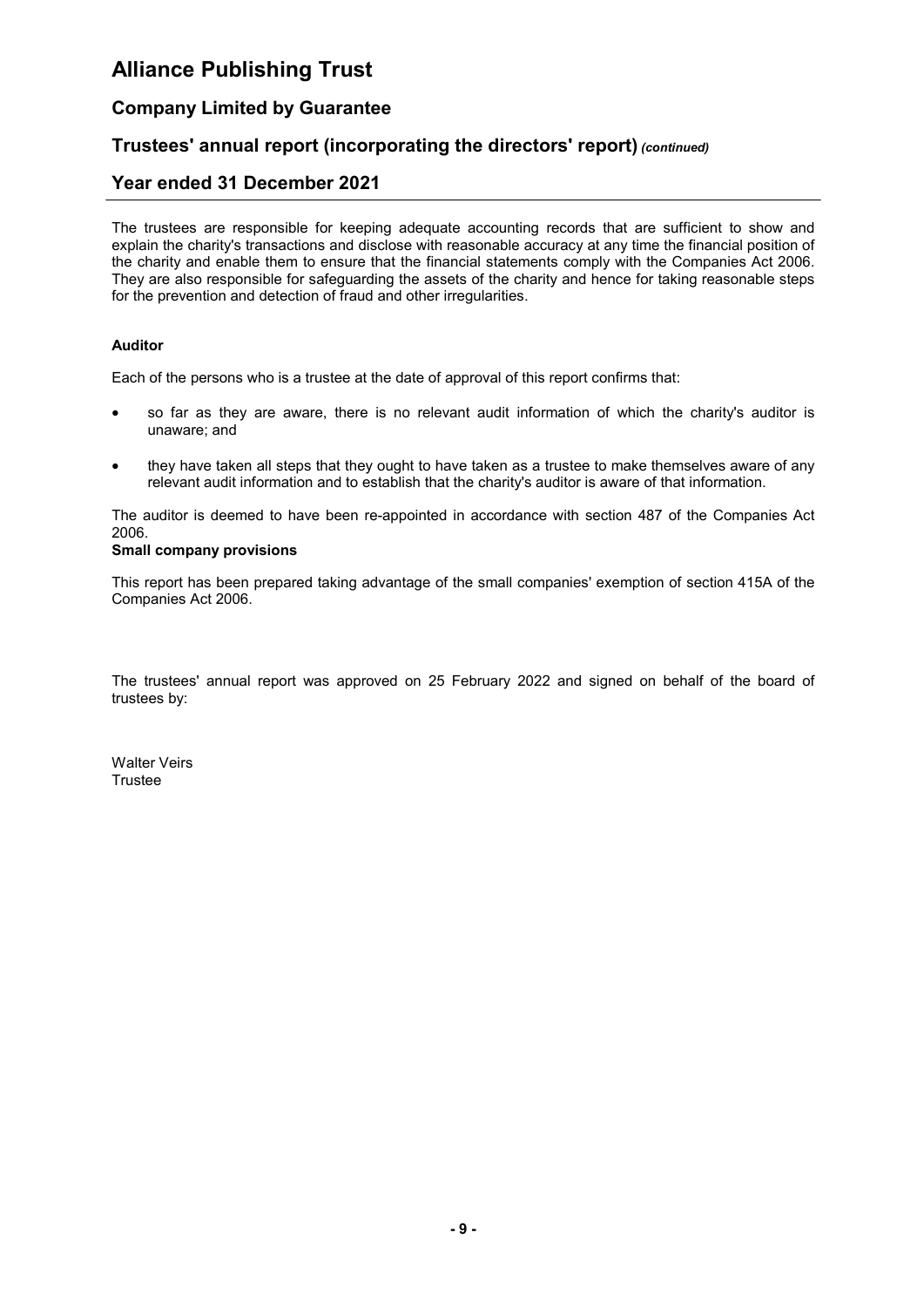# Alliance Publishing Trust

## Company Limited by Guarantee

## Trustees' annual report (incorporating the directors' report) *(continued)*

## Year ended 31 December 2021

The trustees are responsible for keeping adequate accounting records that are sufficient to show and explain the charity's transactions and disclose with reasonable accuracy at any time the financial position of the charity and enable them to ensure that the financial statements comply with the Companies Act 2006. They are also responsible for safeguarding the assets of the charity and hence for taking reasonable steps for the prevention and detection of fraud and other irregularities.

**Auditor**

Each of the persons who is a trustee at the date of approval of this report confirms that:

- so far as they are aware, there is no relevant audit information of which the charity's auditor is unaware; and
- they have taken all steps that they ought to have taken as a trustee to make themselves aware of any relevant audit information and to establish that the charity's auditor is aware of that information.

The auditor is deemed to have been re-appointed in accordance with section 487 of the Companies Act 2006.

**Small company provisions**

This report has been prepared taking advantage of the small companies' exemption of section 415A of the Companies Act 2006.

The trustees' annual report was approved on 25 February 2022 and signed on behalf of the board of trustees by:

Walter Veirs
Trustee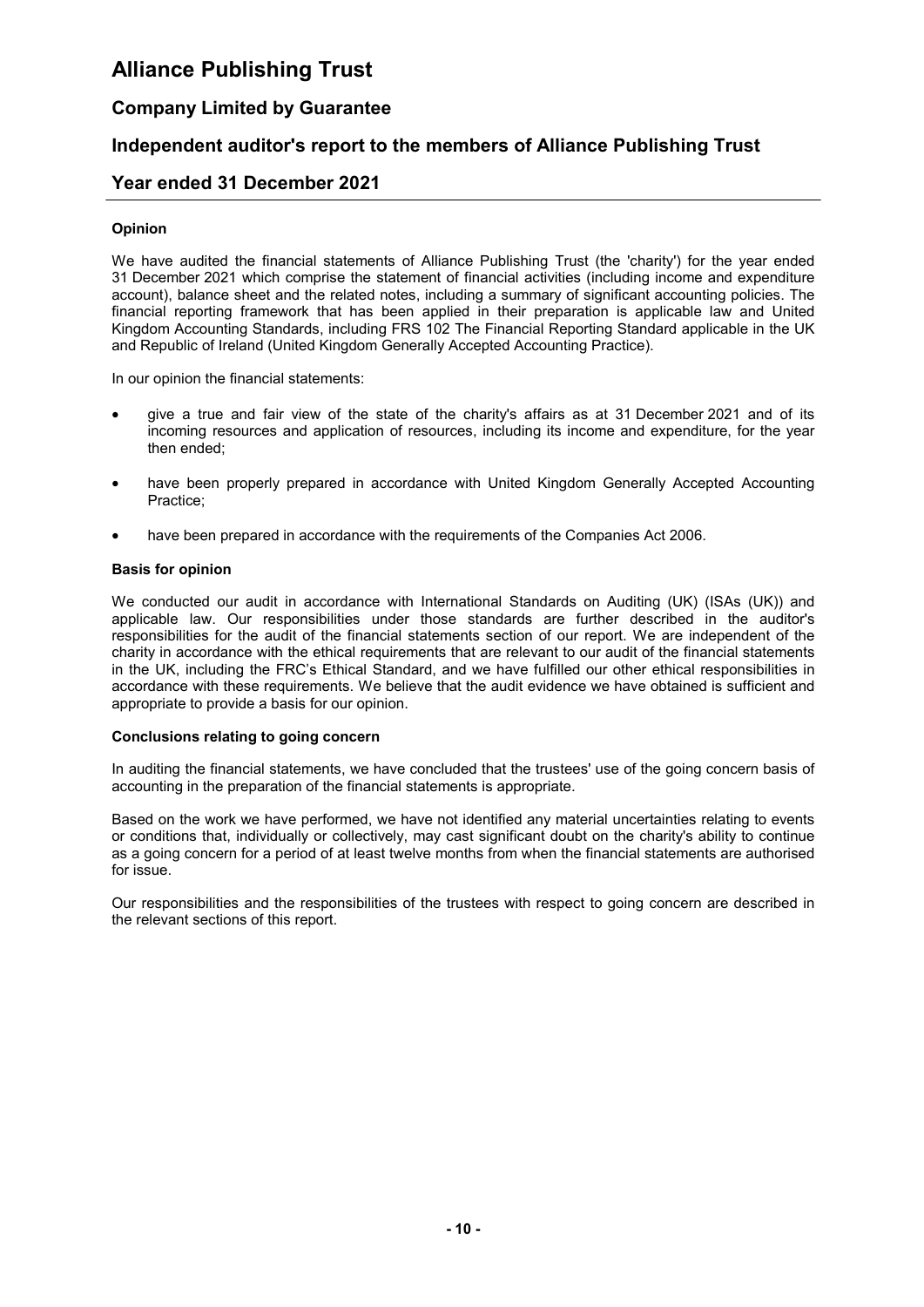# Alliance Publishing Trust

## Company Limited by Guarantee

## Independent auditor's report to the members of Alliance Publishing Trust

## Year ended 31 December 2021

### Opinion

We have audited the financial statements of Alliance Publishing Trust (the 'charity') for the year ended 31 December 2021 which comprise the statement of financial activities (including income and expenditure account), balance sheet and the related notes, including a summary of significant accounting policies. The financial reporting framework that has been applied in their preparation is applicable law and United Kingdom Accounting Standards, including FRS 102 The Financial Reporting Standard applicable in the UK and Republic of Ireland (United Kingdom Generally Accepted Accounting Practice).

In our opinion the financial statements:

- give a true and fair view of the state of the charity's affairs as at 31 December 2021 and of its incoming resources and application of resources, including its income and expenditure, for the year then ended;
- have been properly prepared in accordance with United Kingdom Generally Accepted Accounting Practice;
- have been prepared in accordance with the requirements of the Companies Act 2006.

### Basis for opinion

We conducted our audit in accordance with International Standards on Auditing (UK) (ISAs (UK)) and applicable law. Our responsibilities under those standards are further described in the auditor's responsibilities for the audit of the financial statements section of our report. We are independent of the charity in accordance with the ethical requirements that are relevant to our audit of the financial statements in the UK, including the FRC's Ethical Standard, and we have fulfilled our other ethical responsibilities in accordance with these requirements. We believe that the audit evidence we have obtained is sufficient and appropriate to provide a basis for our opinion.

### Conclusions relating to going concern

In auditing the financial statements, we have concluded that the trustees' use of the going concern basis of accounting in the preparation of the financial statements is appropriate.

Based on the work we have performed, we have not identified any material uncertainties relating to events or conditions that, individually or collectively, may cast significant doubt on the charity's ability to continue as a going concern for a period of at least twelve months from when the financial statements are authorised for issue.

Our responsibilities and the responsibilities of the trustees with respect to going concern are described in the relevant sections of this report.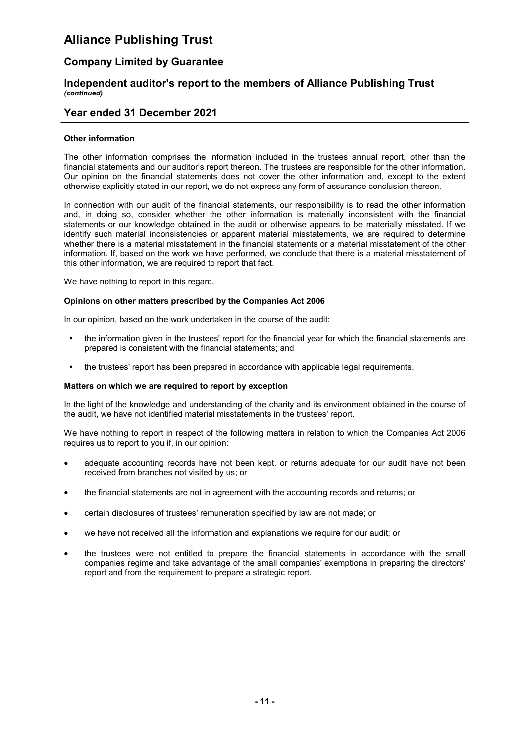# Alliance Publishing Trust

## Company Limited by Guarantee

## Independent auditor's report to the members of Alliance Publishing Trust *(continued)*

## Year ended 31 December 2021

**Other information**

The other information comprises the information included in the trustees annual report, other than the financial statements and our auditor's report thereon. The trustees are responsible for the other information. Our opinion on the financial statements does not cover the other information and, except to the extent otherwise explicitly stated in our report, we do not express any form of assurance conclusion thereon.

In connection with our audit of the financial statements, our responsibility is to read the other information and, in doing so, consider whether the other information is materially inconsistent with the financial statements or our knowledge obtained in the audit or otherwise appears to be materially misstated. If we identify such material inconsistencies or apparent material misstatements, we are required to determine whether there is a material misstatement in the financial statements or a material misstatement of the other information. If, based on the work we have performed, we conclude that there is a material misstatement of this other information, we are required to report that fact.

We have nothing to report in this regard.

**Opinions on other matters prescribed by the Companies Act 2006**

In our opinion, based on the work undertaken in the course of the audit:

- the information given in the trustees' report for the financial year for which the financial statements are prepared is consistent with the financial statements; and
- the trustees' report has been prepared in accordance with applicable legal requirements.

**Matters on which we are required to report by exception**

In the light of the knowledge and understanding of the charity and its environment obtained in the course of the audit, we have not identified material misstatements in the trustees' report.

We have nothing to report in respect of the following matters in relation to which the Companies Act 2006 requires us to report to you if, in our opinion:

- adequate accounting records have not been kept, or returns adequate for our audit have not been received from branches not visited by us; or
- the financial statements are not in agreement with the accounting records and returns; or
- certain disclosures of trustees' remuneration specified by law are not made; or
- we have not received all the information and explanations we require for our audit; or
- the trustees were not entitled to prepare the financial statements in accordance with the small companies regime and take advantage of the small companies' exemptions in preparing the directors' report and from the requirement to prepare a strategic report.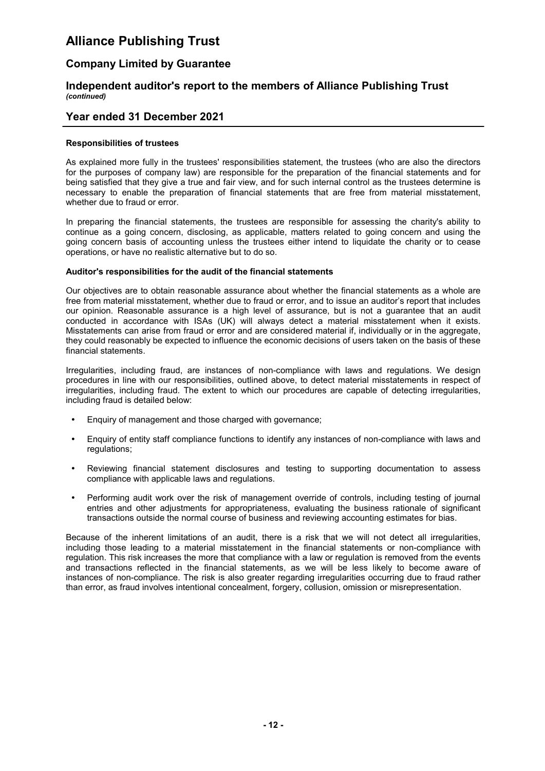# Alliance Publishing Trust

## Company Limited by Guarantee

## Independent auditor's report to the members of Alliance Publishing Trust *(continued)*

## Year ended 31 December 2021

**Responsibilities of trustees**

As explained more fully in the trustees' responsibilities statement, the trustees (who are also the directors for the purposes of company law) are responsible for the preparation of the financial statements and for being satisfied that they give a true and fair view, and for such internal control as the trustees determine is necessary to enable the preparation of financial statements that are free from material misstatement, whether due to fraud or error.

In preparing the financial statements, the trustees are responsible for assessing the charity's ability to continue as a going concern, disclosing, as applicable, matters related to going concern and using the going concern basis of accounting unless the trustees either intend to liquidate the charity or to cease operations, or have no realistic alternative but to do so.

**Auditor's responsibilities for the audit of the financial statements**

Our objectives are to obtain reasonable assurance about whether the financial statements as a whole are free from material misstatement, whether due to fraud or error, and to issue an auditor's report that includes our opinion. Reasonable assurance is a high level of assurance, but is not a guarantee that an audit conducted in accordance with ISAs (UK) will always detect a material misstatement when it exists. Misstatements can arise from fraud or error and are considered material if, individually or in the aggregate, they could reasonably be expected to influence the economic decisions of users taken on the basis of these financial statements.

Irregularities, including fraud, are instances of non-compliance with laws and regulations. We design procedures in line with our responsibilities, outlined above, to detect material misstatements in respect of irregularities, including fraud. The extent to which our procedures are capable of detecting irregularities, including fraud is detailed below:

- Enquiry of management and those charged with governance;
- Enquiry of entity staff compliance functions to identify any instances of non-compliance with laws and regulations;
- Reviewing financial statement disclosures and testing to supporting documentation to assess compliance with applicable laws and regulations.
- Performing audit work over the risk of management override of controls, including testing of journal entries and other adjustments for appropriateness, evaluating the business rationale of significant transactions outside the normal course of business and reviewing accounting estimates for bias.

Because of the inherent limitations of an audit, there is a risk that we will not detect all irregularities, including those leading to a material misstatement in the financial statements or non-compliance with regulation. This risk increases the more that compliance with a law or regulation is removed from the events and transactions reflected in the financial statements, as we will be less likely to become aware of instances of non-compliance. The risk is also greater regarding irregularities occurring due to fraud rather than error, as fraud involves intentional concealment, forgery, collusion, omission or misrepresentation.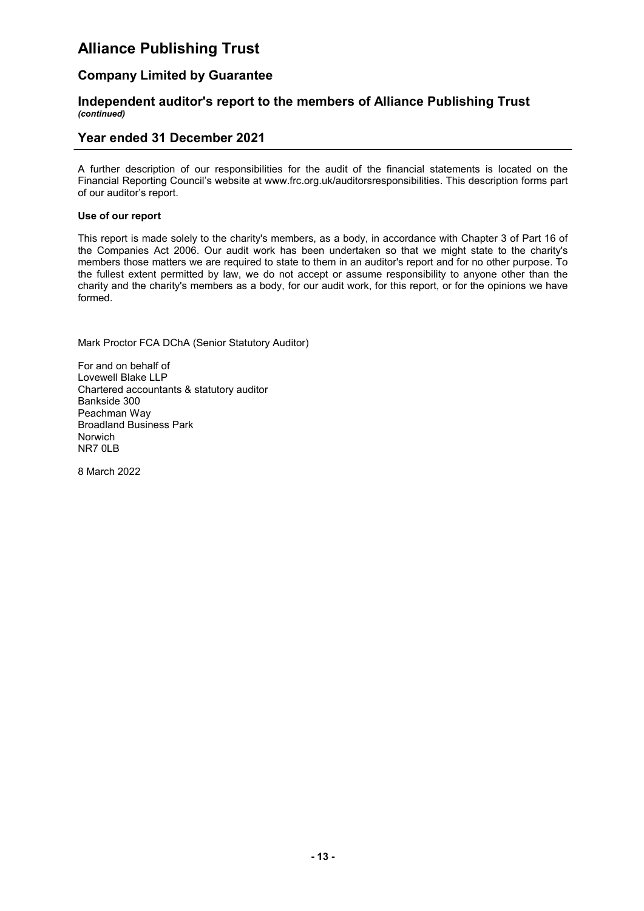# Alliance Publishing Trust

## Company Limited by Guarantee

### Independent auditor's report to the members of Alliance Publishing Trust *(continued)*

## Year ended 31 December 2021

A further description of our responsibilities for the audit of the financial statements is located on the Financial Reporting Council's website at www.frc.org.uk/auditorsresponsibilities. This description forms part of our auditor's report.

**Use of our report**

This report is made solely to the charity's members, as a body, in accordance with Chapter 3 of Part 16 of the Companies Act 2006. Our audit work has been undertaken so that we might state to the charity's members those matters we are required to state to them in an auditor's report and for no other purpose. To the fullest extent permitted by law, we do not accept or assume responsibility to anyone other than the charity and the charity's members as a body, for our audit work, for this report, or for the opinions we have formed.

Mark Proctor FCA DChA (Senior Statutory Auditor)

For and on behalf of
Lovewell Blake LLP
Chartered accountants & statutory auditor
Bankside 300
Peachman Way
Broadland Business Park
Norwich
NR7 0LB

8 March 2022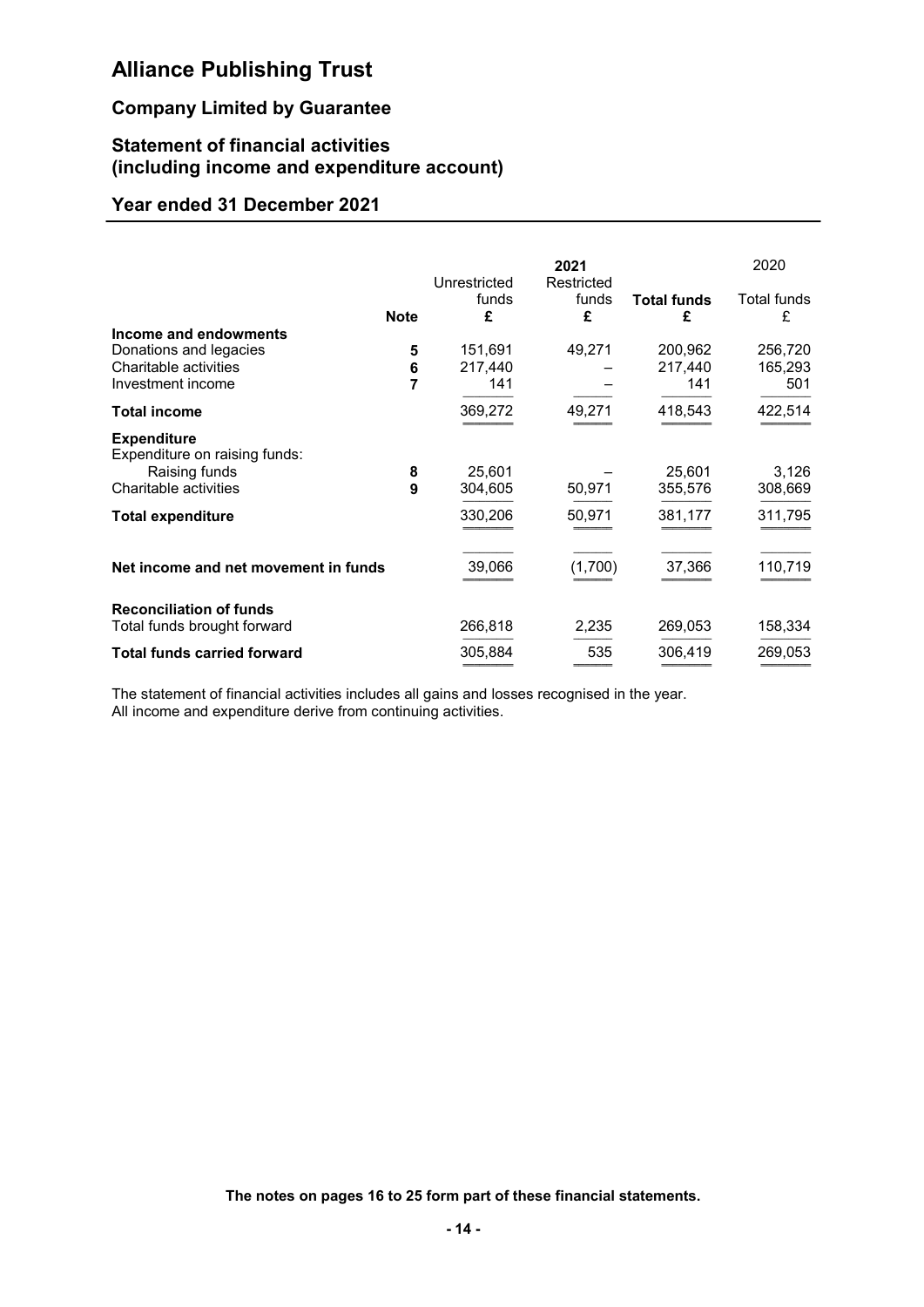# Alliance Publishing Trust

## Company Limited by Guarantee

## Statement of financial activities (including income and expenditure account)

## Year ended 31 December 2021

| | Note | 2021 Unrestricted funds £ | 2021 Restricted funds £ | 2021 Total funds £ | 2020 Total funds £ |
|---|---|---|---|---|---|
| **Income and endowments** | | | | | |
| Donations and legacies | 5 | 151,691 | 49,271 | 200,962 | 256,720 |
| Charitable activities | 6 | 217,440 | – | 217,440 | 165,293 |
| Investment income | 7 | 141 | – | 141 | 501 |
| **Total income** | | 369,272 | 49,271 | 418,543 | 422,514 |
| **Expenditure** | | | | | |
| Expenditure on raising funds: | | | | | |
| Raising funds | 8 | 25,601 | – | 25,601 | 3,126 |
| Charitable activities | 9 | 304,605 | 50,971 | 355,576 | 308,669 |
| **Total expenditure** | | 330,206 | 50,971 | 381,177 | 311,795 |
| **Net income and net movement in funds** | | 39,066 | (1,700) | 37,366 | 110,719 |
| **Reconciliation of funds** | | | | | |
| Total funds brought forward | | 266,818 | 2,235 | 269,053 | 158,334 |
| **Total funds carried forward** | | 305,884 | 535 | 306,419 | 269,053 |

The statement of financial activities includes all gains and losses recognised in the year.
All income and expenditure derive from continuing activities.

**The notes on pages 16 to 25 form part of these financial statements.**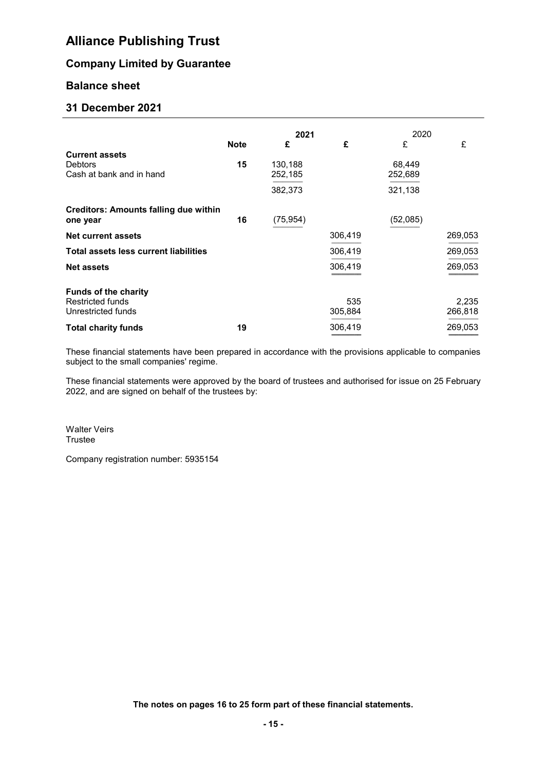# Alliance Publishing Trust

## Company Limited by Guarantee

## Balance sheet

## 31 December 2021

| | Note | 2021 £ | £ | 2020 £ | £ |
|---|---|---|---|---|---|
| **Current assets** | | | | | |
| Debtors | 15 | 130,188 | | 68,449 | |
| Cash at bank and in hand | | 252,185 | | 252,689 | |
| | | 382,373 | | 321,138 | |
| **Creditors: Amounts falling due within one year** | 16 | (75,954) | | (52,085) | |
| **Net current assets** | | | 306,419 | | 269,053 |
| **Total assets less current liabilities** | | | 306,419 | | 269,053 |
| **Net assets** | | | 306,419 | | 269,053 |
| **Funds of the charity** | | | | | |
| Restricted funds | | | 535 | | 2,235 |
| Unrestricted funds | | | 305,884 | | 266,818 |
| **Total charity funds** | 19 | | 306,419 | | 269,053 |

These financial statements have been prepared in accordance with the provisions applicable to companies subject to the small companies' regime.

These financial statements were approved by the board of trustees and authorised for issue on 25 February 2022, and are signed on behalf of the trustees by:

Walter Veirs
Trustee

Company registration number: 5935154

**The notes on pages 16 to 25 form part of these financial statements.**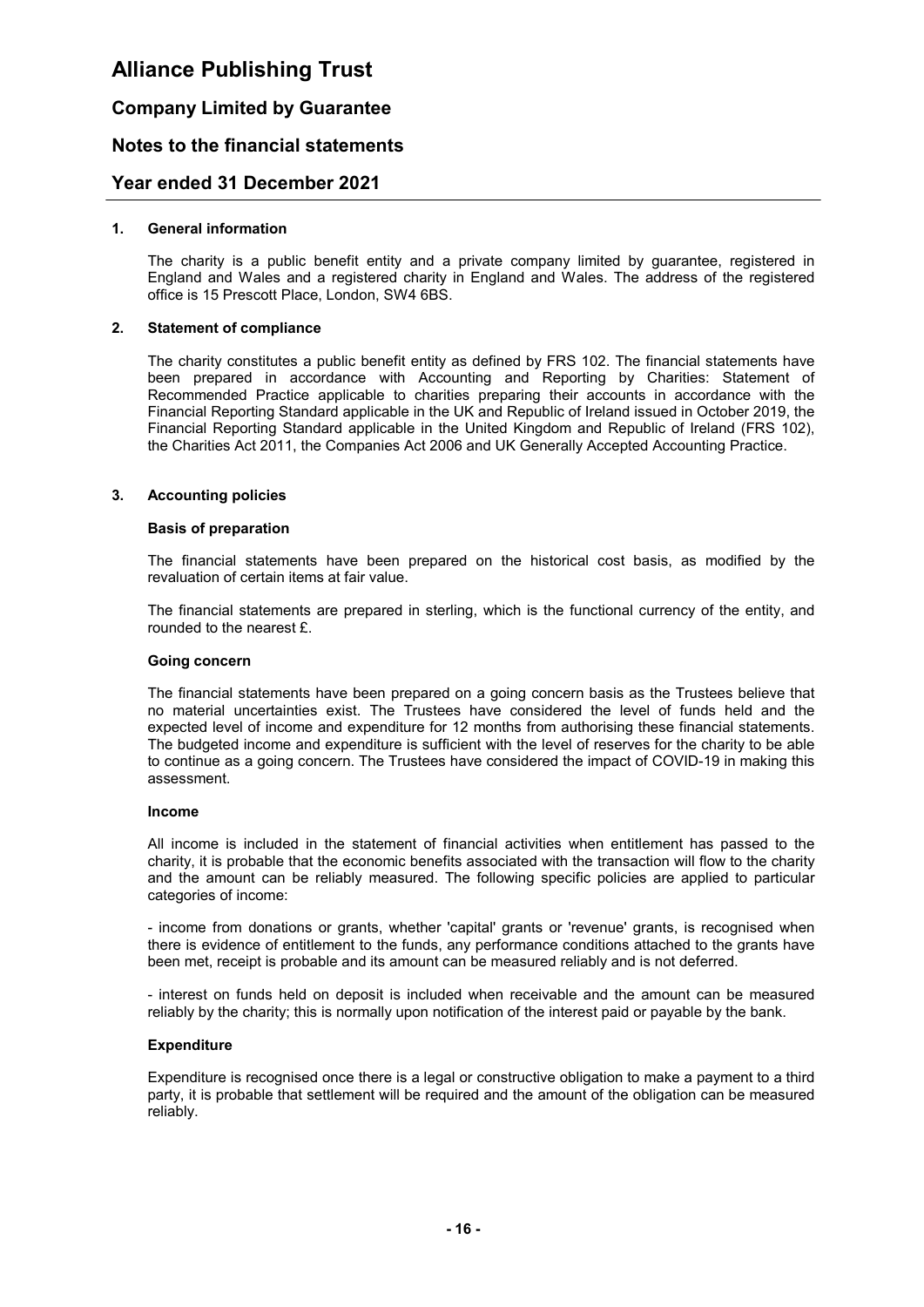# Alliance Publishing Trust

## Company Limited by Guarantee

## Notes to the financial statements

## Year ended 31 December 2021

### 1. General information

The charity is a public benefit entity and a private company limited by guarantee, registered in England and Wales and a registered charity in England and Wales. The address of the registered office is 15 Prescott Place, London, SW4 6BS.

### 2. Statement of compliance

The charity constitutes a public benefit entity as defined by FRS 102. The financial statements have been prepared in accordance with Accounting and Reporting by Charities: Statement of Recommended Practice applicable to charities preparing their accounts in accordance with the Financial Reporting Standard applicable in the UK and Republic of Ireland issued in October 2019, the Financial Reporting Standard applicable in the United Kingdom and Republic of Ireland (FRS 102), the Charities Act 2011, the Companies Act 2006 and UK Generally Accepted Accounting Practice.

### 3. Accounting policies

**Basis of preparation**

The financial statements have been prepared on the historical cost basis, as modified by the revaluation of certain items at fair value.

The financial statements are prepared in sterling, which is the functional currency of the entity, and rounded to the nearest £.

**Going concern**

The financial statements have been prepared on a going concern basis as the Trustees believe that no material uncertainties exist. The Trustees have considered the level of funds held and the expected level of income and expenditure for 12 months from authorising these financial statements. The budgeted income and expenditure is sufficient with the level of reserves for the charity to be able to continue as a going concern. The Trustees have considered the impact of COVID-19 in making this assessment.

**Income**

All income is included in the statement of financial activities when entitlement has passed to the charity, it is probable that the economic benefits associated with the transaction will flow to the charity and the amount can be reliably measured. The following specific policies are applied to particular categories of income:

- income from donations or grants, whether 'capital' grants or 'revenue' grants, is recognised when there is evidence of entitlement to the funds, any performance conditions attached to the grants have been met, receipt is probable and its amount can be measured reliably and is not deferred.

- interest on funds held on deposit is included when receivable and the amount can be measured reliably by the charity; this is normally upon notification of the interest paid or payable by the bank.

**Expenditure**

Expenditure is recognised once there is a legal or constructive obligation to make a payment to a third party, it is probable that settlement will be required and the amount of the obligation can be measured reliably.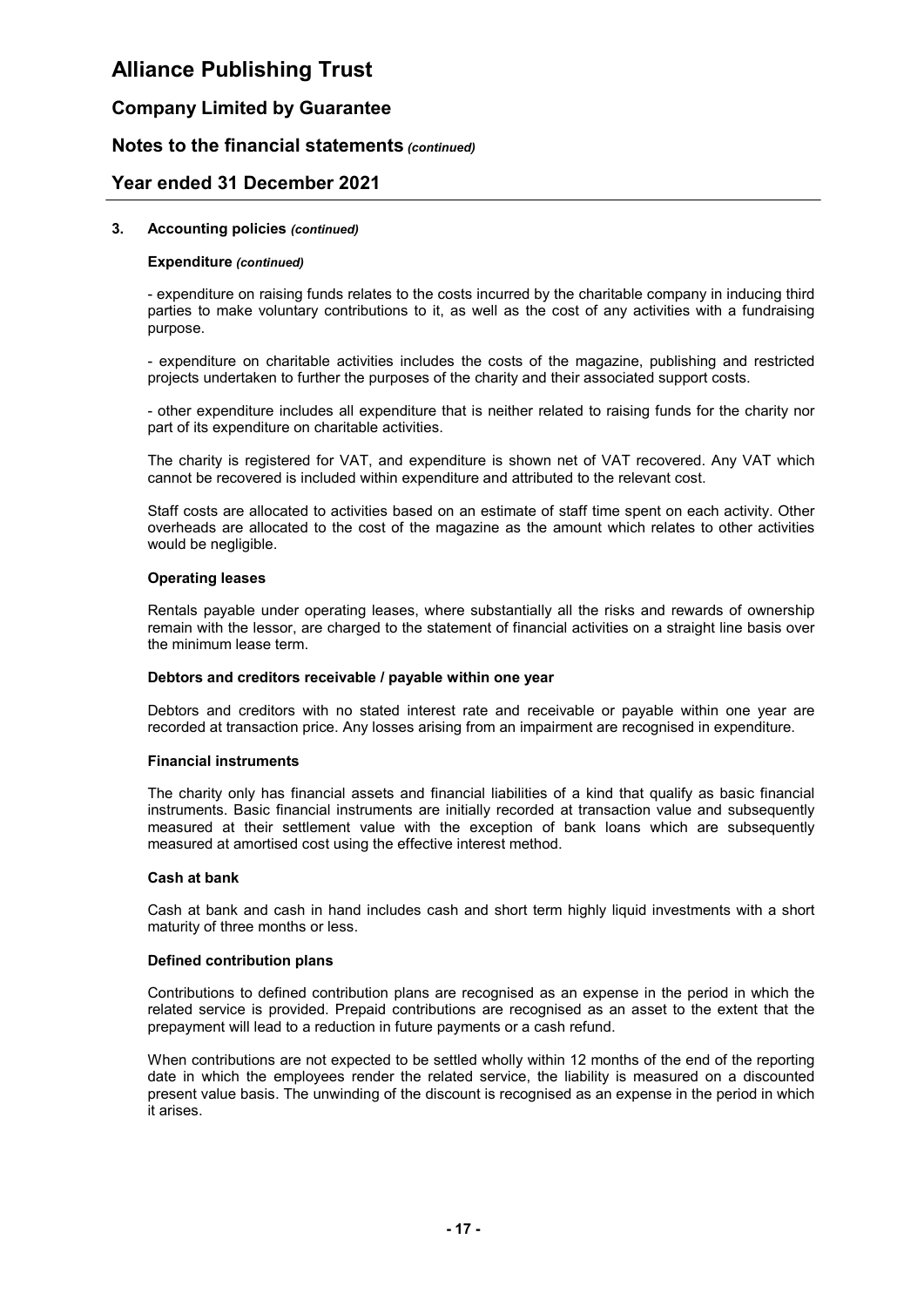### 3. Accounting policies *(continued)*

#### Expenditure *(continued)*

- expenditure on raising funds relates to the costs incurred by the charitable company in inducing third parties to make voluntary contributions to it, as well as the cost of any activities with a fundraising purpose.

- expenditure on charitable activities includes the costs of the magazine, publishing and restricted projects undertaken to further the purposes of the charity and their associated support costs.

- other expenditure includes all expenditure that is neither related to raising funds for the charity nor part of its expenditure on charitable activities.

The charity is registered for VAT, and expenditure is shown net of VAT recovered. Any VAT which cannot be recovered is included within expenditure and attributed to the relevant cost.

Staff costs are allocated to activities based on an estimate of staff time spent on each activity. Other overheads are allocated to the cost of the magazine as the amount which relates to other activities would be negligible.

#### Operating leases

Rentals payable under operating leases, where substantially all the risks and rewards of ownership remain with the lessor, are charged to the statement of financial activities on a straight line basis over the minimum lease term.

#### Debtors and creditors receivable / payable within one year

Debtors and creditors with no stated interest rate and receivable or payable within one year are recorded at transaction price. Any losses arising from an impairment are recognised in expenditure.

#### Financial instruments

The charity only has financial assets and financial liabilities of a kind that qualify as basic financial instruments. Basic financial instruments are initially recorded at transaction value and subsequently measured at their settlement value with the exception of bank loans which are subsequently measured at amortised cost using the effective interest method.

#### Cash at bank

Cash at bank and cash in hand includes cash and short term highly liquid investments with a short maturity of three months or less.

#### Defined contribution plans

Contributions to defined contribution plans are recognised as an expense in the period in which the related service is provided. Prepaid contributions are recognised as an asset to the extent that the prepayment will lead to a reduction in future payments or a cash refund.

When contributions are not expected to be settled wholly within 12 months of the end of the reporting date in which the employees render the related service, the liability is measured on a discounted present value basis. The unwinding of the discount is recognised as an expense in the period in which it arises.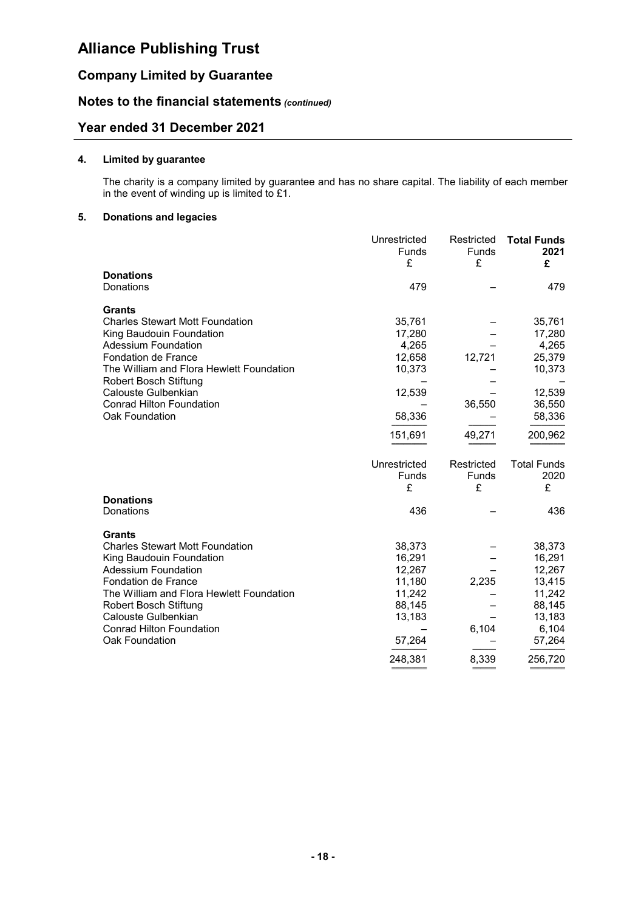# Alliance Publishing Trust

## Company Limited by Guarantee

## Notes to the financial statements *(continued)*

## Year ended 31 December 2021

### 4. Limited by guarantee

The charity is a company limited by guarantee and has no share capital. The liability of each member in the event of winding up is limited to £1.

### 5. Donations and legacies

| | Unrestricted Funds £ | Restricted Funds £ | **Total Funds 2021 £** |
|---|---|---|---|
| **Donations** | | | |
| Donations | 479 | – | 479 |
| **Grants** | | | |
| Charles Stewart Mott Foundation | 35,761 | – | 35,761 |
| King Baudouin Foundation | 17,280 | – | 17,280 |
| Adessium Foundation | 4,265 | – | 4,265 |
| Fondation de France | 12,658 | 12,721 | 25,379 |
| The William and Flora Hewlett Foundation | 10,373 | – | 10,373 |
| Robert Bosch Stiftung | – | – | – |
| Calouste Gulbenkian | 12,539 | – | 12,539 |
| Conrad Hilton Foundation | – | 36,550 | 36,550 |
| Oak Foundation | 58,336 | – | 58,336 |
| | 151,691 | 49,271 | 200,962 |

| | Unrestricted Funds £ | Restricted Funds £ | Total Funds 2020 £ |
|---|---|---|---|
| **Donations** | | | |
| Donations | 436 | – | 436 |
| **Grants** | | | |
| Charles Stewart Mott Foundation | 38,373 | – | 38,373 |
| King Baudouin Foundation | 16,291 | – | 16,291 |
| Adessium Foundation | 12,267 | – | 12,267 |
| Fondation de France | 11,180 | 2,235 | 13,415 |
| The William and Flora Hewlett Foundation | 11,242 | – | 11,242 |
| Robert Bosch Stiftung | 88,145 | – | 88,145 |
| Calouste Gulbenkian | 13,183 | – | 13,183 |
| Conrad Hilton Foundation | – | 6,104 | 6,104 |
| Oak Foundation | 57,264 | – | 57,264 |
| | 248,381 | 8,339 | 256,720 |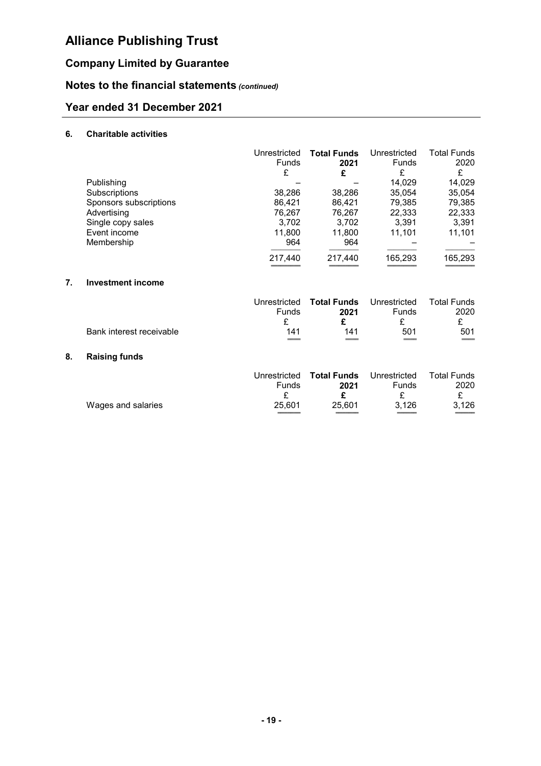# Alliance Publishing Trust

## Company Limited by Guarantee

## Notes to the financial statements *(continued)*

## Year ended 31 December 2021

### 6. Charitable activities

| | Unrestricted Funds £ | **Total Funds 2021 £** | Unrestricted Funds £ | Total Funds 2020 £ |
|---|---|---|---|---|
| Publishing | – | – | 14,029 | 14,029 |
| Subscriptions | 38,286 | 38,286 | 35,054 | 35,054 |
| Sponsors subscriptions | 86,421 | 86,421 | 79,385 | 79,385 |
| Advertising | 76,267 | 76,267 | 22,333 | 22,333 |
| Single copy sales | 3,702 | 3,702 | 3,391 | 3,391 |
| Event income | 11,800 | 11,800 | 11,101 | 11,101 |
| Membership | 964 | 964 | – | – |
| | 217,440 | 217,440 | 165,293 | 165,293 |

### 7. Investment income

| | Unrestricted Funds £ | **Total Funds 2021 £** | Unrestricted Funds £ | Total Funds 2020 £ |
|---|---|---|---|---|
| Bank interest receivable | 141 | 141 | 501 | 501 |

### 8. Raising funds

| | Unrestricted Funds £ | **Total Funds 2021 £** | Unrestricted Funds £ | Total Funds 2020 £ |
|---|---|---|---|---|
| Wages and salaries | 25,601 | 25,601 | 3,126 | 3,126 |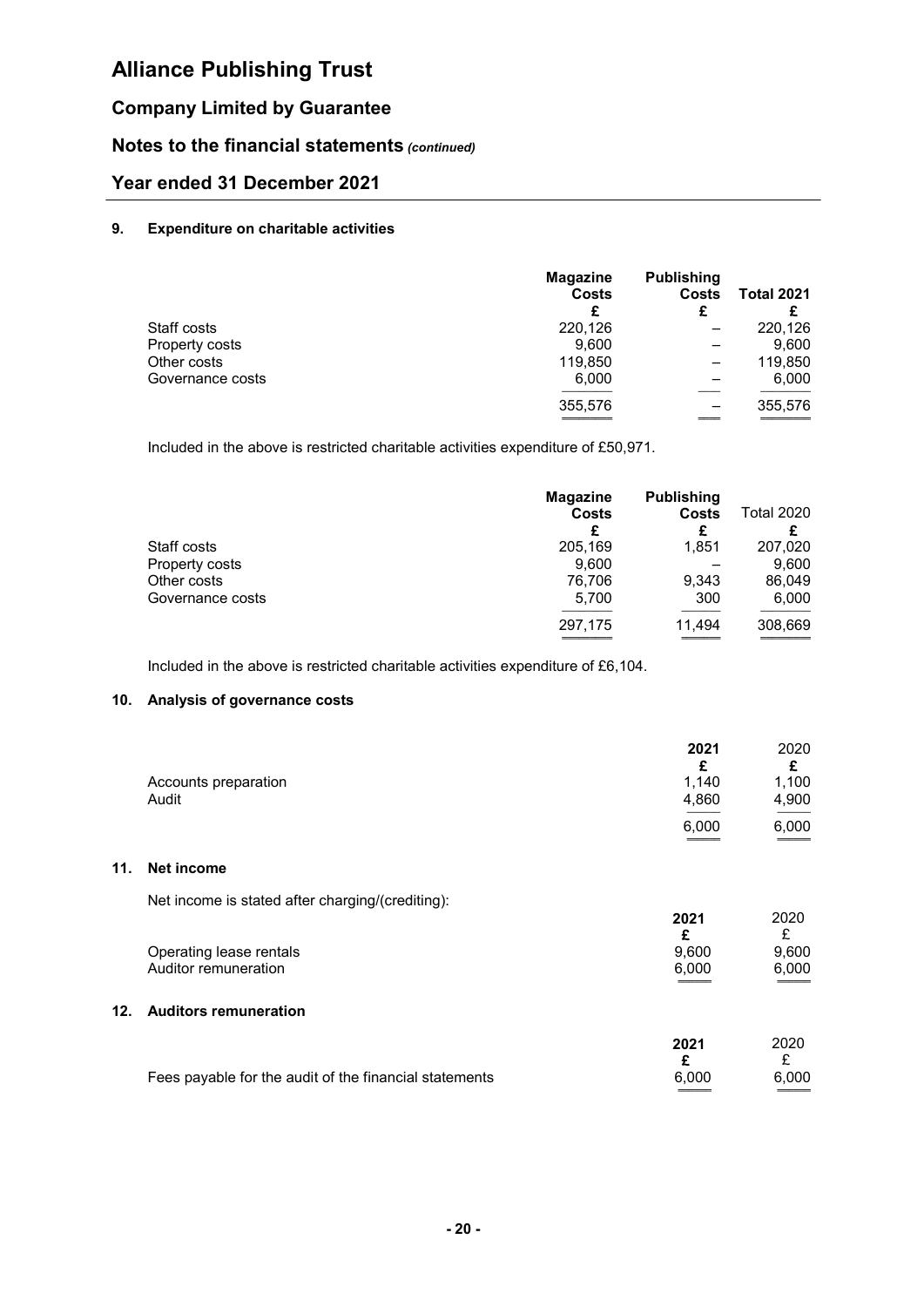# Alliance Publishing Trust

## Company Limited by Guarantee

## Notes to the financial statements *(continued)*

## Year ended 31 December 2021

### 9. Expenditure on charitable activities

| | Magazine Costs £ | Publishing Costs £ | Total 2021 £ |
|---|---|---|---|
| Staff costs | 220,126 | – | 220,126 |
| Property costs | 9,600 | – | 9,600 |
| Other costs | 119,850 | – | 119,850 |
| Governance costs | 6,000 | – | 6,000 |
| | 355,576 | – | 355,576 |

Included in the above is restricted charitable activities expenditure of £50,971.

| | Magazine Costs £ | Publishing Costs £ | Total 2020 £ |
|---|---|---|---|
| Staff costs | 205,169 | 1,851 | 207,020 |
| Property costs | 9,600 | – | 9,600 |
| Other costs | 76,706 | 9,343 | 86,049 |
| Governance costs | 5,700 | 300 | 6,000 |
| | 297,175 | 11,494 | 308,669 |

Included in the above is restricted charitable activities expenditure of £6,104.

### 10. Analysis of governance costs

| | 2021 £ | 2020 £ |
|---|---|---|
| Accounts preparation | 1,140 | 1,100 |
| Audit | 4,860 | 4,900 |
| | 6,000 | 6,000 |

### 11. Net income

Net income is stated after charging/(crediting):

| | 2021 £ | 2020 £ |
|---|---|---|
| Operating lease rentals | 9,600 | 9,600 |
| Auditor remuneration | 6,000 | 6,000 |

### 12. Auditors remuneration

| | 2021 £ | 2020 £ |
|---|---|---|
| Fees payable for the audit of the financial statements | 6,000 | 6,000 |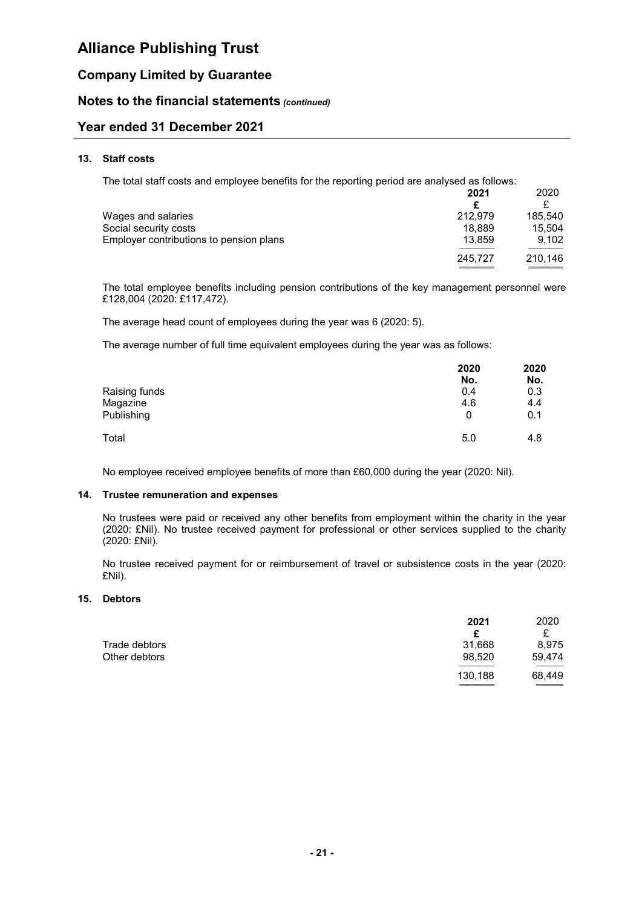# Alliance Publishing Trust

## Company Limited by Guarantee

## Notes to the financial statements *(continued)*

## Year ended 31 December 2021

### 13. Staff costs

The total staff costs and employee benefits for the reporting period are analysed as follows:

| | **2021** | 2020 |
|---|---|---|
| | **£** | £ |
| Wages and salaries | 212,979 | 185,540 |
| Social security costs | 18,889 | 15,504 |
| Employer contributions to pension plans | 13,859 | 9,102 |
| | 245,727 | 210,146 |

The total employee benefits including pension contributions of the key management personnel were £128,004 (2020: £117,472).

The average head count of employees during the year was 6 (2020: 5).

The average number of full time equivalent employees during the year was as follows:

| | **2020** | **2020** |
|---|---|---|
| | **No.** | **No.** |
| Raising funds | 0.4 | 0.3 |
| Magazine | 4.6 | 4.4 |
| Publishing | 0 | 0.1 |
| Total | 5.0 | 4.8 |

No employee received employee benefits of more than £60,000 during the year (2020: Nil).

### 14. Trustee remuneration and expenses

No trustees were paid or received any other benefits from employment within the charity in the year (2020: £Nil). No trustee received payment for professional or other services supplied to the charity (2020: £Nil).

No trustee received payment for or reimbursement of travel or subsistence costs in the year (2020: £Nil).

### 15. Debtors

| | **2021** | 2020 |
|---|---|---|
| | **£** | £ |
| Trade debtors | 31,668 | 8,975 |
| Other debtors | 98,520 | 59,474 |
| | 130,188 | 68,449 |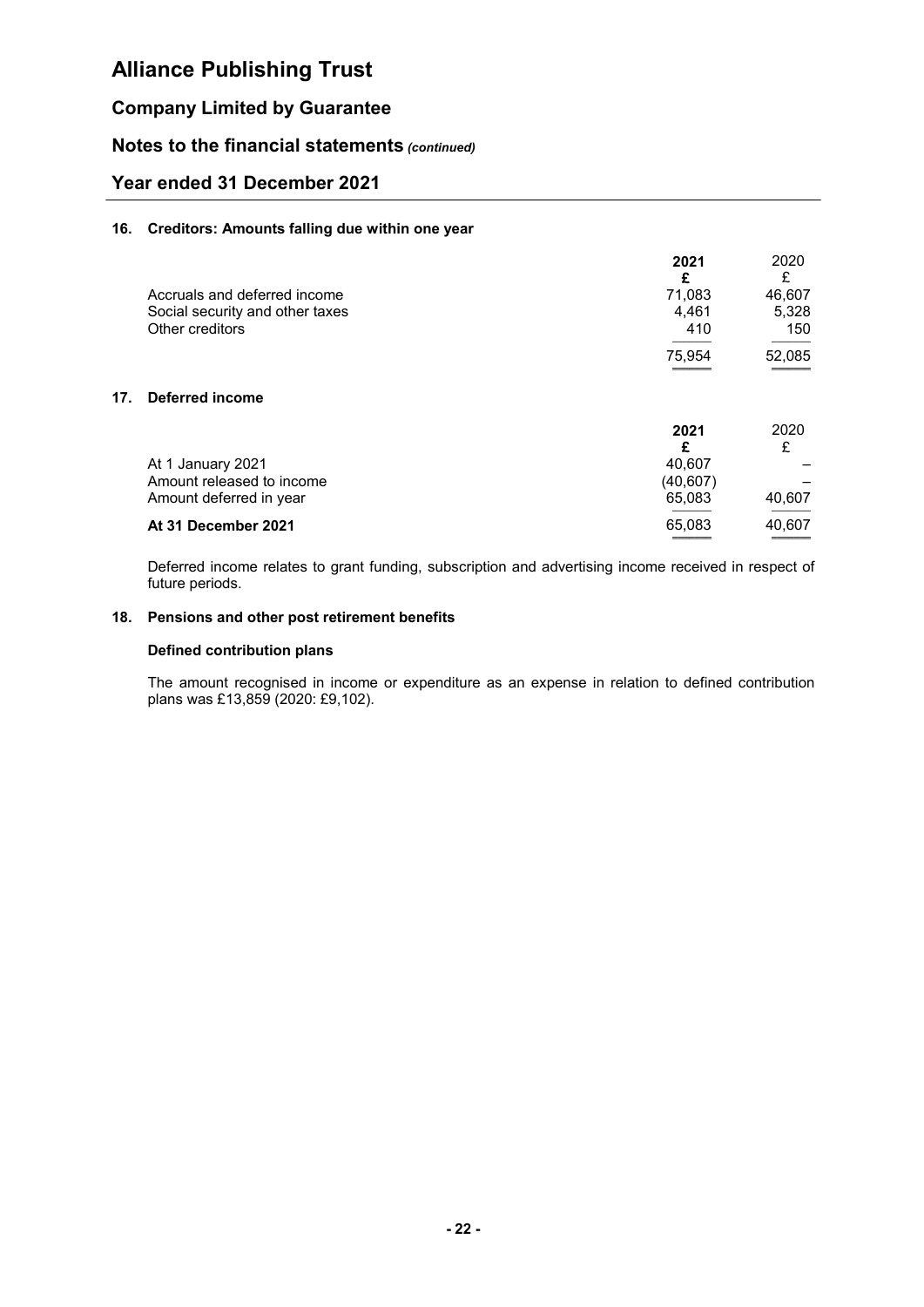# Alliance Publishing Trust

## Company Limited by Guarantee

## Notes to the financial statements *(continued)*

## Year ended 31 December 2021

### 16. Creditors: Amounts falling due within one year

| | **2021** | 2020 |
|---|---|---|
| | **£** | £ |
| Accruals and deferred income | 71,083 | 46,607 |
| Social security and other taxes | 4,461 | 5,328 |
| Other creditors | 410 | 150 |
| | 75,954 | 52,085 |

### 17. Deferred income

| | **2021** | 2020 |
|---|---|---|
| | **£** | £ |
| At 1 January 2021 | 40,607 | – |
| Amount released to income | (40,607) | – |
| Amount deferred in year | 65,083 | 40,607 |
| **At 31 December 2021** | 65,083 | 40,607 |

Deferred income relates to grant funding, subscription and advertising income received in respect of future periods.

### 18. Pensions and other post retirement benefits

#### Defined contribution plans

The amount recognised in income or expenditure as an expense in relation to defined contribution plans was £13,859 (2020: £9,102).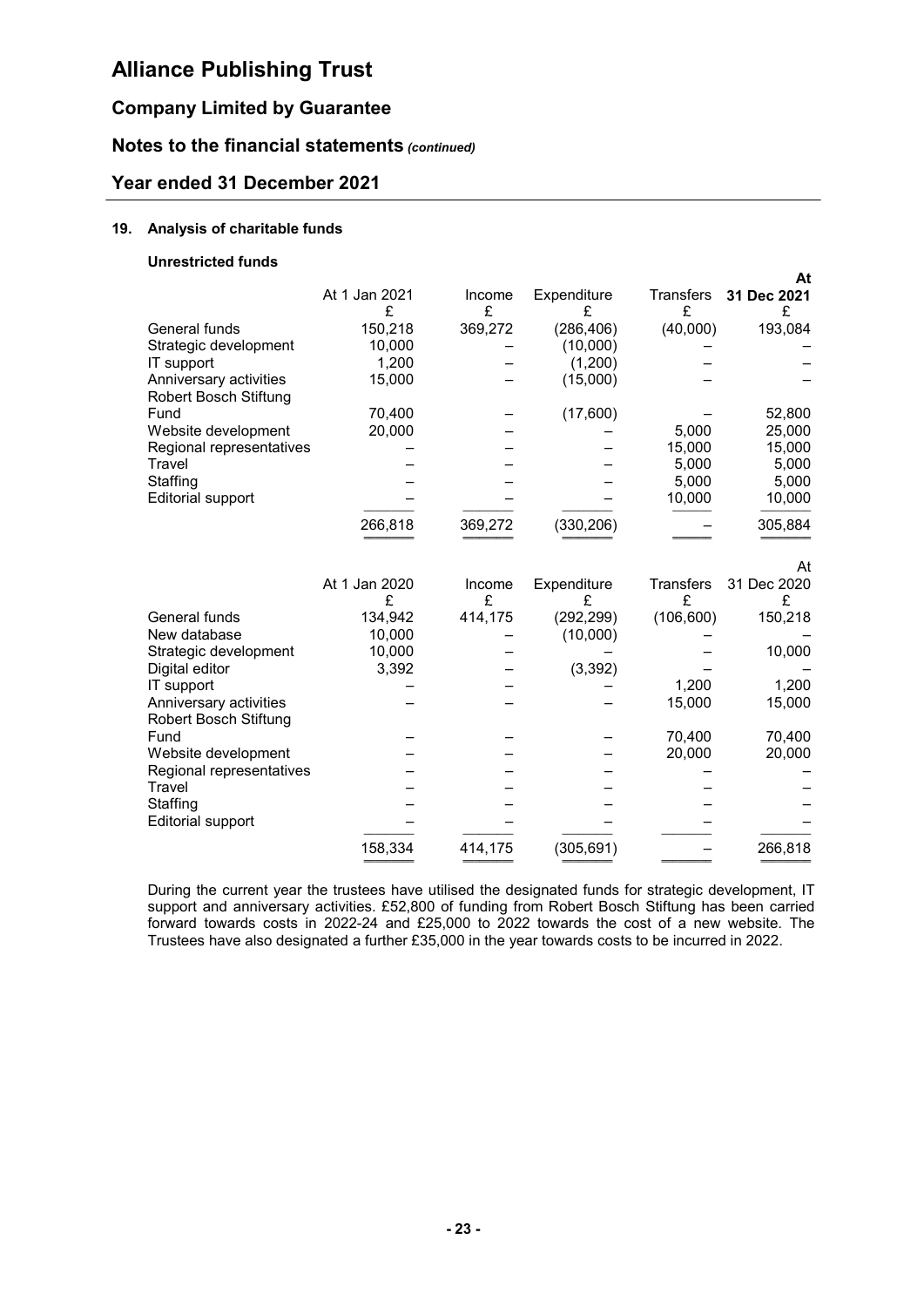# Alliance Publishing Trust

## Company Limited by Guarantee

## Notes to the financial statements *(continued)*

## Year ended 31 December 2021

### 19. Analysis of charitable funds

#### Unrestricted funds

| | At 1 Jan 2021 | Income | Expenditure | Transfers | At 31 Dec 2021 |
|---|---|---|---|---|---|
| | £ | £ | £ | £ | £ |
| General funds | 150,218 | 369,272 | (286,406) | (40,000) | 193,084 |
| Strategic development | 10,000 | – | (10,000) | – | – |
| IT support | 1,200 | – | (1,200) | – | – |
| Anniversary activities | 15,000 | – | (15,000) | – | – |
| Robert Bosch Stiftung Fund | 70,400 | – | (17,600) | – | 52,800 |
| Website development | 20,000 | – | – | 5,000 | 25,000 |
| Regional representatives | – | – | – | 15,000 | 15,000 |
| Travel | – | – | – | 5,000 | 5,000 |
| Staffing | – | – | – | 5,000 | 5,000 |
| Editorial support | – | – | – | 10,000 | 10,000 |
| | 266,818 | 369,272 | (330,206) | – | 305,884 |

| | At 1 Jan 2020 | Income | Expenditure | Transfers | At 31 Dec 2020 |
|---|---|---|---|---|---|
| | £ | £ | £ | £ | £ |
| General funds | 134,942 | 414,175 | (292,299) | (106,600) | 150,218 |
| New database | 10,000 | – | (10,000) | – | – |
| Strategic development | 10,000 | – | – | – | 10,000 |
| Digital editor | 3,392 | – | (3,392) | – | – |
| IT support | – | – | – | 1,200 | 1,200 |
| Anniversary activities | – | – | – | 15,000 | 15,000 |
| Robert Bosch Stiftung Fund | – | – | – | 70,400 | 70,400 |
| Website development | – | – | – | 20,000 | 20,000 |
| Regional representatives | – | – | – | – | – |
| Travel | – | – | – | – | – |
| Staffing | – | – | – | – | – |
| Editorial support | – | – | – | – | – |
| | 158,334 | 414,175 | (305,691) | – | 266,818 |

During the current year the trustees have utilised the designated funds for strategic development, IT support and anniversary activities. £52,800 of funding from Robert Bosch Stiftung has been carried forward towards costs in 2022-24 and £25,000 to 2022 towards the cost of a new website. The Trustees have also designated a further £35,000 in the year towards costs to be incurred in 2022.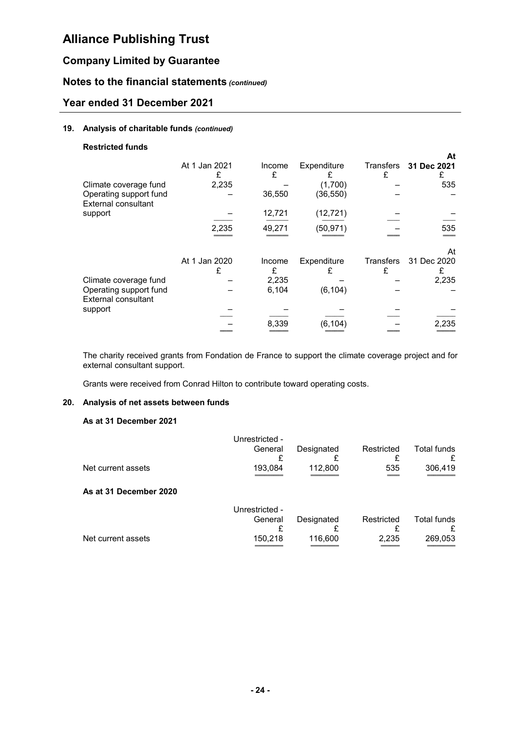# Alliance Publishing Trust

## Company Limited by Guarantee

## Notes to the financial statements *(continued)*

## Year ended 31 December 2021

### 19. Analysis of charitable funds *(continued)*

**Restricted funds**

| | At 1 Jan 2021 £ | Income £ | Expenditure £ | Transfers £ | **At 31 Dec 2021 £** |
|---|---|---|---|---|---|
| Climate coverage fund | 2,235 | – | (1,700) | – | 535 |
| Operating support fund | – | 36,550 | (36,550) | – | – |
| External consultant support | – | 12,721 | (12,721) | – | – |
| | 2,235 | 49,271 | (50,971) | – | 535 |

| | At 1 Jan 2020 £ | Income £ | Expenditure £ | Transfers £ | At 31 Dec 2020 £ |
|---|---|---|---|---|---|
| Climate coverage fund | – | 2,235 | – | – | 2,235 |
| Operating support fund | – | 6,104 | (6,104) | – | – |
| External consultant support | – | – | – | – | – |
| | – | 8,339 | (6,104) | – | 2,235 |

The charity received grants from Fondation de France to support the climate coverage project and for external consultant support.

Grants were received from Conrad Hilton to contribute toward operating costs.

### 20. Analysis of net assets between funds

**As at 31 December 2021**

| | Unrestricted - General £ | Designated £ | Restricted £ | Total funds £ |
|---|---|---|---|---|
| Net current assets | 193,084 | 112,800 | 535 | 306,419 |

**As at 31 December 2020**

| | Unrestricted - General £ | Designated £ | Restricted £ | Total funds £ |
|---|---|---|---|---|
| Net current assets | 150,218 | 116,600 | 2,235 | 269,053 |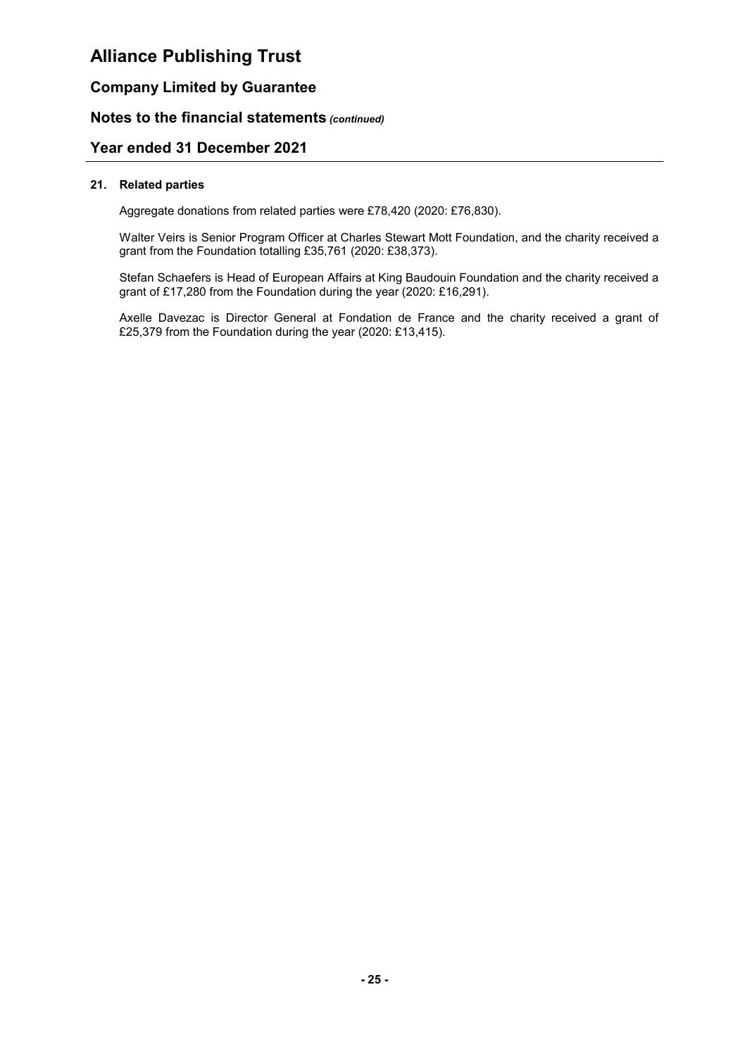# Alliance Publishing Trust

## Company Limited by Guarantee

## Notes to the financial statements *(continued)*

## Year ended 31 December 2021

### 21. Related parties

Aggregate donations from related parties were £78,420 (2020: £76,830).

Walter Veirs is Senior Program Officer at Charles Stewart Mott Foundation, and the charity received a grant from the Foundation totalling £35,761 (2020: £38,373).

Stefan Schaefers is Head of European Affairs at King Baudouin Foundation and the charity received a grant of £17,280 from the Foundation during the year (2020: £16,291).

Axelle Davezac is Director General at Fondation de France and the charity received a grant of £25,379 from the Foundation during the year (2020: £13,415).